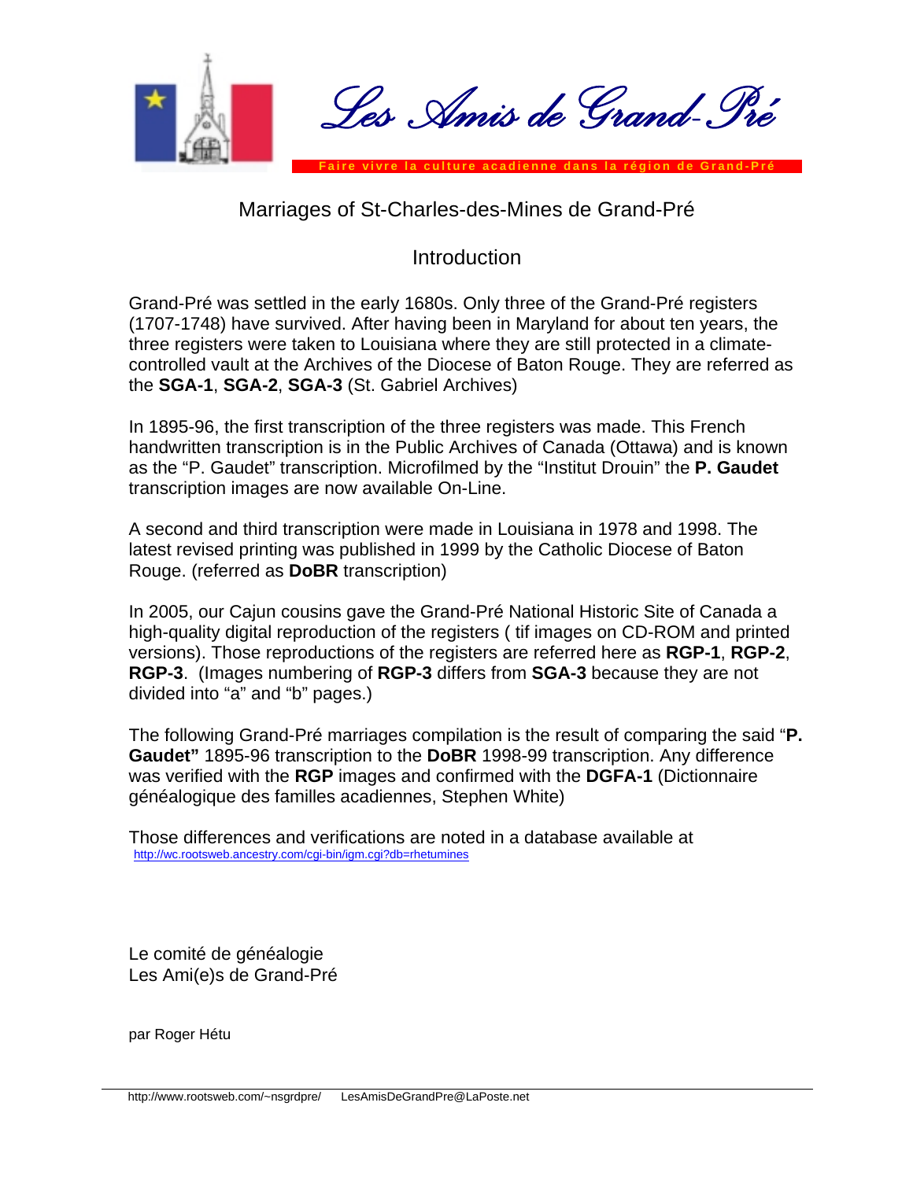# Les Amis de Grand-Pré

**Faire vivre la culture acadienne dans la région de Grand-Pré**

## Marriages of St-Charles-des-Mines de Grand-Pré

### Introduction

Grand-Pré was settled in the early 1680s. Only three of the Grand-Pré registers (1707-1748) have survived. After having been in Maryland for about ten years, the three registers were taken to Louisiana where they are still protected in a climate-controlled vault at the Archives of the Diocese of Baton Rouge. They are referred as the **SGA-1**, **SGA-2**, **SGA-3** (St. Gabriel Archives)

In 1895-96, the first transcription of the three registers was made. This French handwritten transcription is in the Public Archives of Canada (Ottawa) and is known as the "P. Gaudet" transcription. Microfilmed by the "Institut Drouin" the **P. Gaudet** transcription images are now available On-Line.

A second and third transcription were made in Louisiana in 1978 and 1998. The latest revised printing was published in 1999 by the Catholic Diocese of Baton Rouge. (referred as **DoBR** transcription)

In 2005, our Cajun cousins gave the Grand-Pré National Historic Site of Canada a high-quality digital reproduction of the registers ( tif images on CD-ROM and printed versions). Those reproductions of the registers are referred here as **RGP-1**, **RGP-2**, **RGP-3**. (Images numbering of **RGP-3** differs from **SGA-3** because they are not divided into "a" and "b" pages.)

The following Grand-Pré marriages compilation is the result of comparing the said "**P. Gaudet"** 1895-96 transcription to the **DoBR** 1998-99 transcription. Any difference was verified with the **RGP** images and confirmed with the **DGFA-1** (Dictionnaire généalogique des familles acadiennes, Stephen White)

Those differences and verifications are noted in a database available at
http://wc.rootsweb.ancestry.com/cgi-bin/igm.cgi?db=rhetumines

Le comité de généalogie
Les Ami(e)s de Grand-Pré

par Roger Hétu

http://www.rootsweb.com/~nsgrdpre/ LesAmisDeGrandPre@LaPoste.net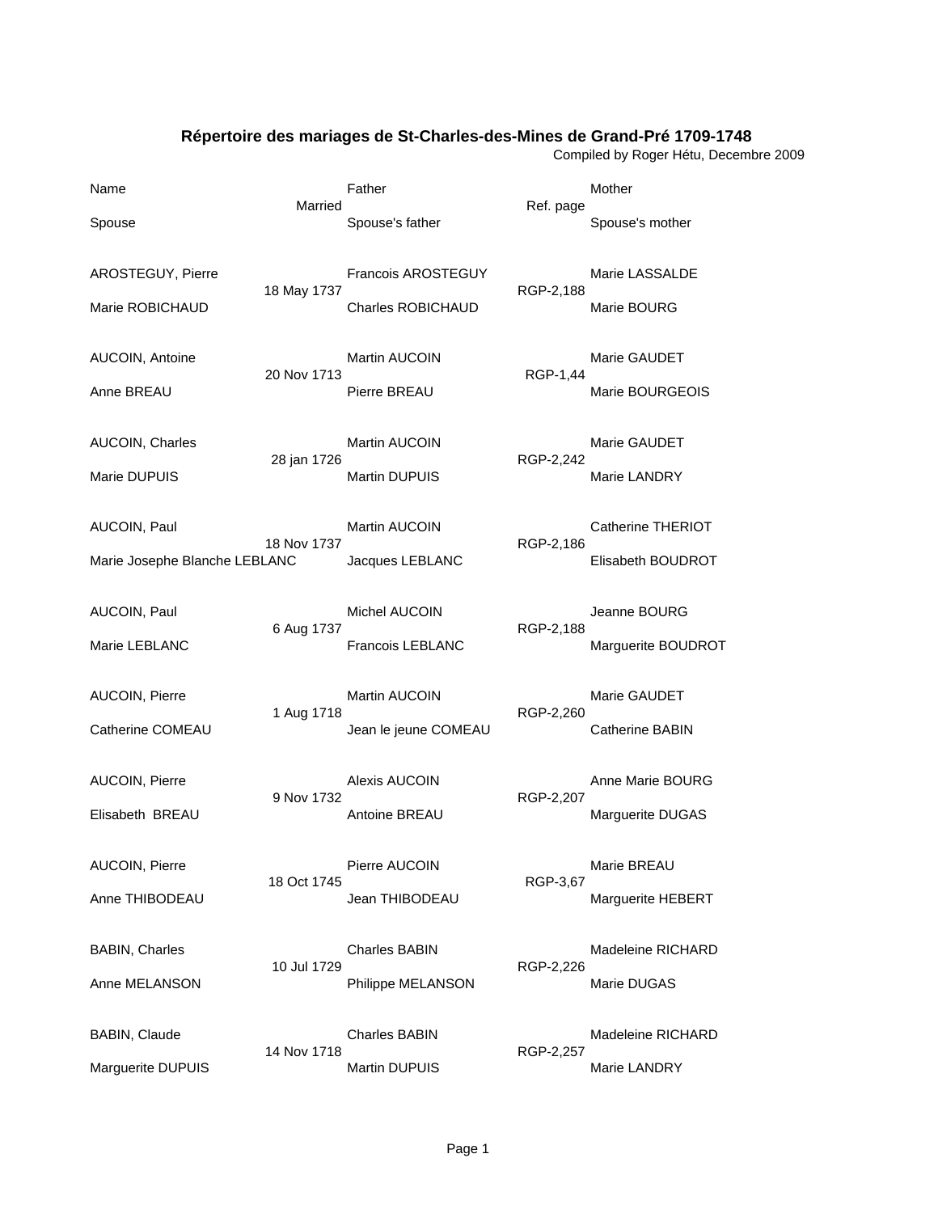# Répertoire des mariages de St-Charles-des-Mines de Grand-Pré 1709-1748

Compiled by Roger Hétu, Decembre 2009

| Name / Spouse | Married | Father / Spouse's father | Ref. page | Mother / Spouse's mother |
|---|---|---|---|---|
| AROSTEGUY, Pierre | 18 May 1737 | Francois AROSTEGUY | RGP-2,188 | Marie LASSALDE |
| Marie ROBICHAUD | | Charles ROBICHAUD | | Marie BOURG |
| AUCOIN, Antoine | 20 Nov 1713 | Martin AUCOIN | RGP-1,44 | Marie GAUDET |
| Anne BREAU | | Pierre BREAU | | Marie BOURGEOIS |
| AUCOIN, Charles | 28 jan 1726 | Martin AUCOIN | RGP-2,242 | Marie GAUDET |
| Marie DUPUIS | | Martin DUPUIS | | Marie LANDRY |
| AUCOIN, Paul | 18 Nov 1737 | Martin AUCOIN | RGP-2,186 | Catherine THERIOT |
| Marie Josephe Blanche LEBLANC | | Jacques LEBLANC | | Elisabeth BOUDROT |
| AUCOIN, Paul | 6 Aug 1737 | Michel AUCOIN | RGP-2,188 | Jeanne BOURG |
| Marie LEBLANC | | Francois LEBLANC | | Marguerite BOUDROT |
| AUCOIN, Pierre | 1 Aug 1718 | Martin AUCOIN | RGP-2,260 | Marie GAUDET |
| Catherine COMEAU | | Jean le jeune COMEAU | | Catherine BABIN |
| AUCOIN, Pierre | 9 Nov 1732 | Alexis AUCOIN | RGP-2,207 | Anne Marie BOURG |
| Elisabeth BREAU | | Antoine BREAU | | Marguerite DUGAS |
| AUCOIN, Pierre | 18 Oct 1745 | Pierre AUCOIN | RGP-3,67 | Marie BREAU |
| Anne THIBODEAU | | Jean THIBODEAU | | Marguerite HEBERT |
| BABIN, Charles | 10 Jul 1729 | Charles BABIN | RGP-2,226 | Madeleine RICHARD |
| Anne MELANSON | | Philippe MELANSON | | Marie DUGAS |
| BABIN, Claude | 14 Nov 1718 | Charles BABIN | RGP-2,257 | Madeleine RICHARD |
| Marguerite DUPUIS | | Martin DUPUIS | | Marie LANDRY |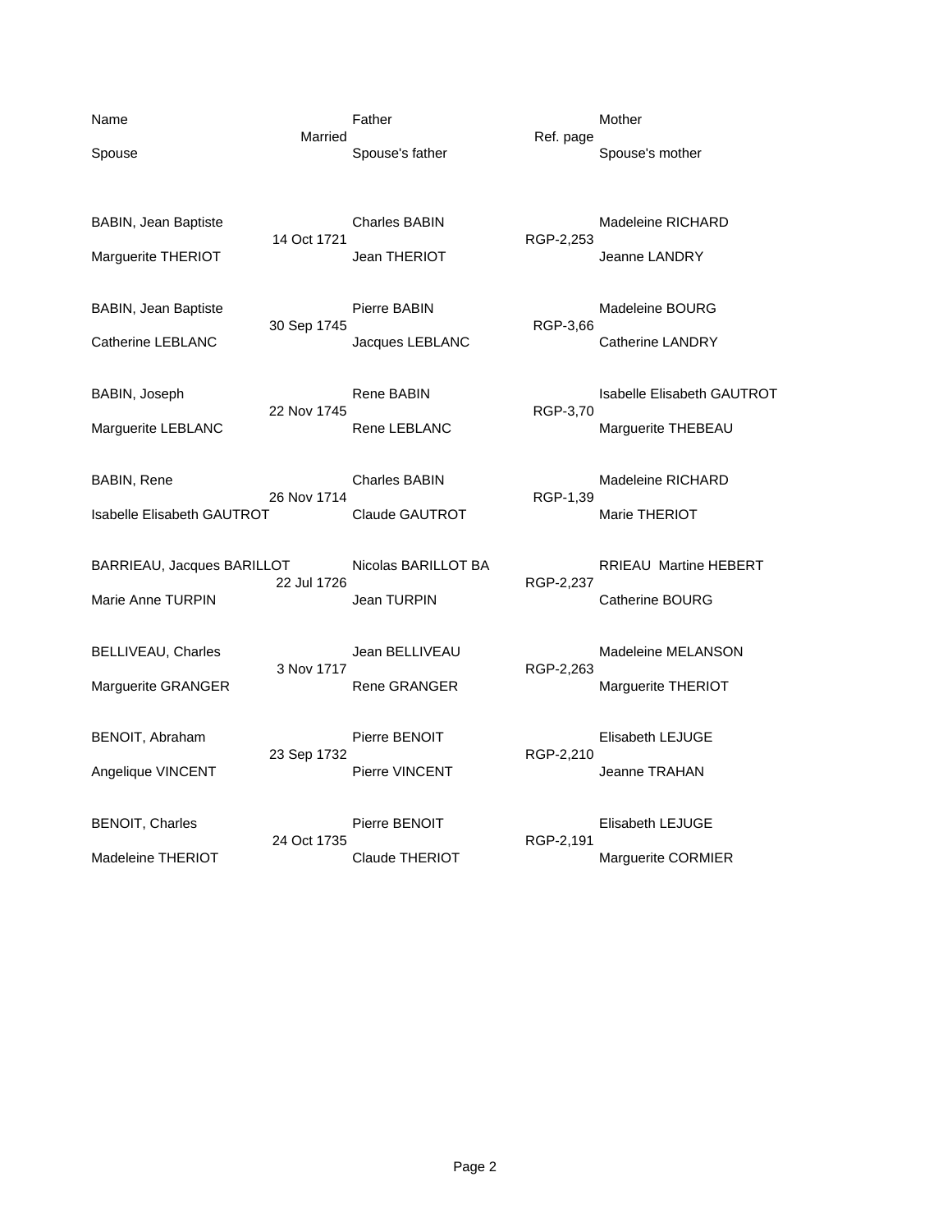| Name | Married | Father | Ref. page | Mother |
|---|---|---|---|---|
| Spouse | | Spouse's father | | Spouse's mother |
| BABIN, Jean Baptiste | 14 Oct 1721 | Charles BABIN | RGP-2,253 | Madeleine RICHARD |
| Marguerite THERIOT | | Jean THERIOT | | Jeanne LANDRY |
| BABIN, Jean Baptiste | 30 Sep 1745 | Pierre BABIN | RGP-3,66 | Madeleine BOURG |
| Catherine LEBLANC | | Jacques LEBLANC | | Catherine LANDRY |
| BABIN, Joseph | 22 Nov 1745 | Rene BABIN | RGP-3,70 | Isabelle Elisabeth GAUTROT |
| Marguerite LEBLANC | | Rene LEBLANC | | Marguerite THEBEAU |
| BABIN, Rene | 26 Nov 1714 | Charles BABIN | RGP-1,39 | Madeleine RICHARD |
| Isabelle Elisabeth GAUTROT | | Claude GAUTROT | | Marie THERIOT |
| BARRIEAU, Jacques BARILLOT | 22 Jul 1726 | Nicolas BARILLOT BARRIEAU | RGP-2,237 | Martine HEBERT |
| Marie Anne TURPIN | | Jean TURPIN | | Catherine BOURG |
| BELLIVEAU, Charles | 3 Nov 1717 | Jean BELLIVEAU | RGP-2,263 | Madeleine MELANSON |
| Marguerite GRANGER | | Rene GRANGER | | Marguerite THERIOT |
| BENOIT, Abraham | 23 Sep 1732 | Pierre BENOIT | RGP-2,210 | Elisabeth LEJUGE |
| Angelique VINCENT | | Pierre VINCENT | | Jeanne TRAHAN |
| BENOIT, Charles | 24 Oct 1735 | Pierre BENOIT | RGP-2,191 | Elisabeth LEJUGE |
| Madeleine THERIOT | | Claude THERIOT | | Marguerite CORMIER |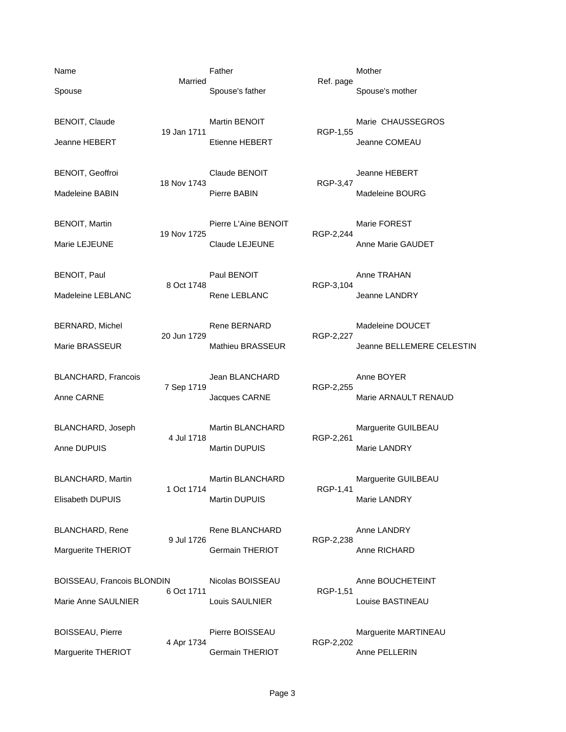| Name | Married | Father | Ref. page | Mother |
|---|---|---|---|---|
| Spouse | | Spouse's father | | Spouse's mother |
| BENOIT, Claude | 19 Jan 1711 | Martin BENOIT | RGP-1,55 | Marie CHAUSSEGROS |
| Jeanne HEBERT | | Etienne HEBERT | | Jeanne COMEAU |
| BENOIT, Geoffroi | 18 Nov 1743 | Claude BENOIT | RGP-3,47 | Jeanne HEBERT |
| Madeleine BABIN | | Pierre BABIN | | Madeleine BOURG |
| BENOIT, Martin | 19 Nov 1725 | Pierre L'Aine BENOIT | RGP-2,244 | Marie FOREST |
| Marie LEJEUNE | | Claude LEJEUNE | | Anne Marie GAUDET |
| BENOIT, Paul | 8 Oct 1748 | Paul BENOIT | RGP-3,104 | Anne TRAHAN |
| Madeleine LEBLANC | | Rene LEBLANC | | Jeanne LANDRY |
| BERNARD, Michel | 20 Jun 1729 | Rene BERNARD | RGP-2,227 | Madeleine DOUCET |
| Marie BRASSEUR | | Mathieu BRASSEUR | | Jeanne BELLEMERE CELESTIN |
| BLANCHARD, Francois | 7 Sep 1719 | Jean BLANCHARD | RGP-2,255 | Anne BOYER |
| Anne CARNE | | Jacques CARNE | | Marie ARNAULT RENAUD |
| BLANCHARD, Joseph | 4 Jul 1718 | Martin BLANCHARD | RGP-2,261 | Marguerite GUILBEAU |
| Anne DUPUIS | | Martin DUPUIS | | Marie LANDRY |
| BLANCHARD, Martin | 1 Oct 1714 | Martin BLANCHARD | RGP-1,41 | Marguerite GUILBEAU |
| Elisabeth DUPUIS | | Martin DUPUIS | | Marie LANDRY |
| BLANCHARD, Rene | 9 Jul 1726 | Rene BLANCHARD | RGP-2,238 | Anne LANDRY |
| Marguerite THERIOT | | Germain THERIOT | | Anne RICHARD |
| BOISSEAU, Francois BLONDIN | 6 Oct 1711 | Nicolas BOISSEAU | RGP-1,51 | Anne BOUCHETEINT |
| Marie Anne SAULNIER | | Louis SAULNIER | | Louise BASTINEAU |
| BOISSEAU, Pierre | 4 Apr 1734 | Pierre BOISSEAU | RGP-2,202 | Marguerite MARTINEAU |
| Marguerite THERIOT | | Germain THERIOT | | Anne PELLERIN |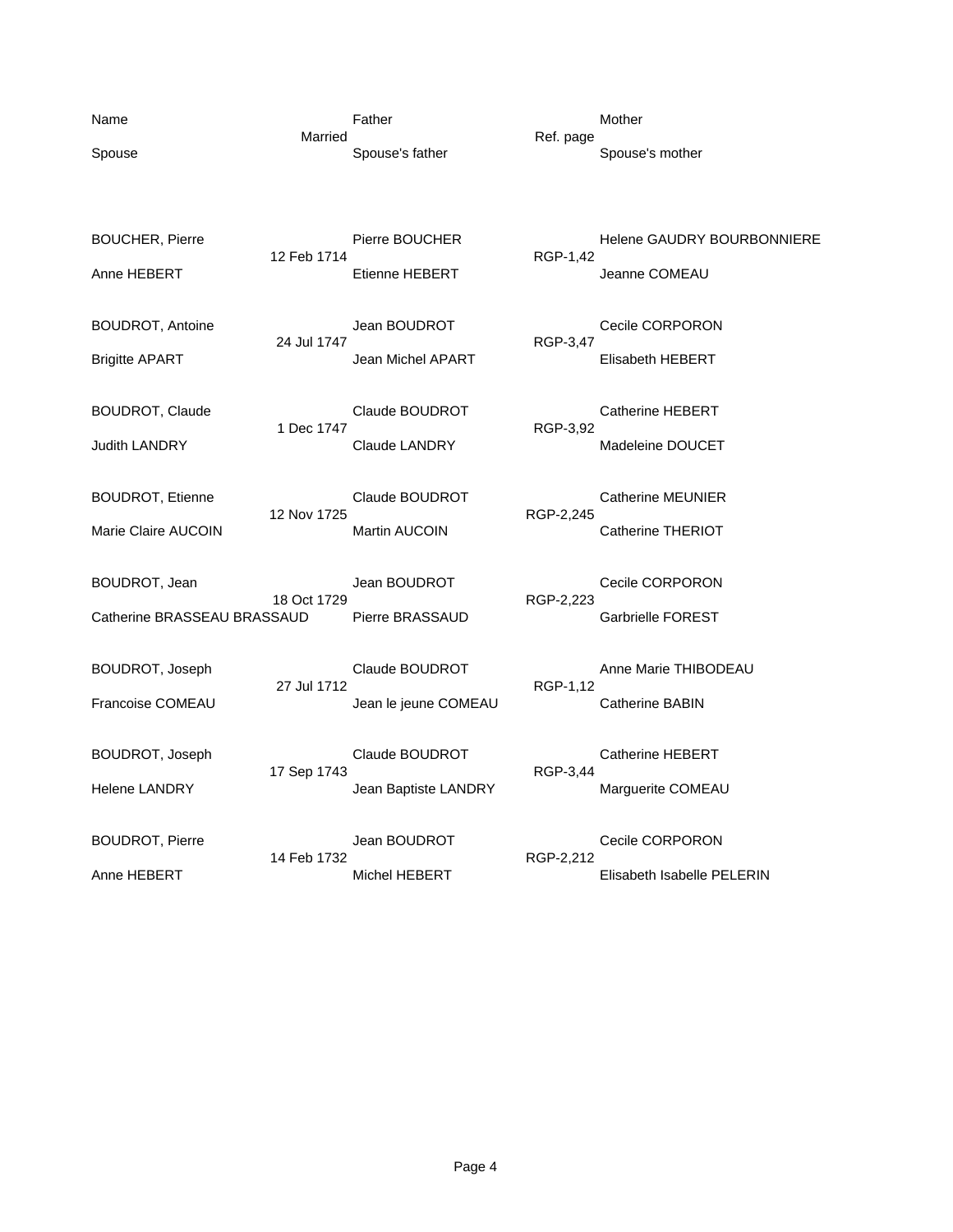| Name | Married | Father | Ref. page | Mother |
|---|---|---|---|---|
| Spouse | | Spouse's father | | Spouse's mother |
| BOUCHER, Pierre | 12 Feb 1714 | Pierre BOUCHER | RGP-1,42 | Helene GAUDRY BOURBONNIERE |
| Anne HEBERT | | Etienne HEBERT | | Jeanne COMEAU |
| BOUDROT, Antoine | 24 Jul 1747 | Jean BOUDROT | RGP-3,47 | Cecile CORPORON |
| Brigitte APART | | Jean Michel APART | | Elisabeth HEBERT |
| BOUDROT, Claude | 1 Dec 1747 | Claude BOUDROT | RGP-3,92 | Catherine HEBERT |
| Judith LANDRY | | Claude LANDRY | | Madeleine DOUCET |
| BOUDROT, Etienne | 12 Nov 1725 | Claude BOUDROT | RGP-2,245 | Catherine MEUNIER |
| Marie Claire AUCOIN | | Martin AUCOIN | | Catherine THERIOT |
| BOUDROT, Jean | 18 Oct 1729 | Jean BOUDROT | RGP-2,223 | Cecile CORPORON |
| Catherine BRASSEAU BRASSAUD | | Pierre BRASSAUD | | Garbrielle FOREST |
| BOUDROT, Joseph | 27 Jul 1712 | Claude BOUDROT | RGP-1,12 | Anne Marie THIBODEAU |
| Francoise COMEAU | | Jean le jeune COMEAU | | Catherine BABIN |
| BOUDROT, Joseph | 17 Sep 1743 | Claude BOUDROT | RGP-3,44 | Catherine HEBERT |
| Helene LANDRY | | Jean Baptiste LANDRY | | Marguerite COMEAU |
| BOUDROT, Pierre | 14 Feb 1732 | Jean BOUDROT | RGP-2,212 | Cecile CORPORON |
| Anne HEBERT | | Michel HEBERT | | Elisabeth Isabelle PELERIN |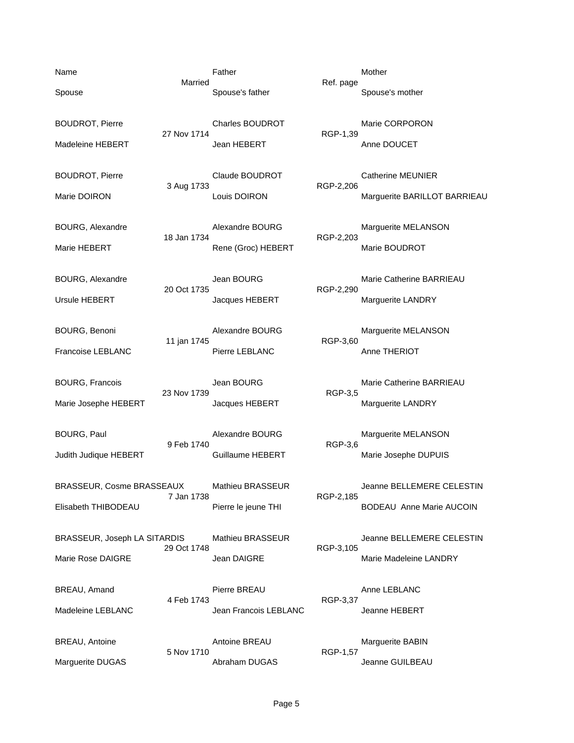| Name | Married | Father | Ref. page | Mother |
|---|---|---|---|---|
| Spouse | | Spouse's father | | Spouse's mother |
| BOUDROT, Pierre | 27 Nov 1714 | Charles BOUDROT | RGP-1,39 | Marie CORPORON |
| Madeleine HEBERT | | Jean HEBERT | | Anne DOUCET |
| BOUDROT, Pierre | 3 Aug 1733 | Claude BOUDROT | RGP-2,206 | Catherine MEUNIER |
| Marie DOIRON | | Louis DOIRON | | Marguerite BARILLOT BARRIEAU |
| BOURG, Alexandre | 18 Jan 1734 | Alexandre BOURG | RGP-2,203 | Marguerite MELANSON |
| Marie HEBERT | | Rene (Groc) HEBERT | | Marie BOUDROT |
| BOURG, Alexandre | 20 Oct 1735 | Jean BOURG | RGP-2,290 | Marie Catherine BARRIEAU |
| Ursule HEBERT | | Jacques HEBERT | | Marguerite LANDRY |
| BOURG, Benoni | 11 jan 1745 | Alexandre BOURG | RGP-3,60 | Marguerite MELANSON |
| Francoise LEBLANC | | Pierre LEBLANC | | Anne THERIOT |
| BOURG, Francois | 23 Nov 1739 | Jean BOURG | RGP-3,5 | Marie Catherine BARRIEAU |
| Marie Josephe HEBERT | | Jacques HEBERT | | Marguerite LANDRY |
| BOURG, Paul | 9 Feb 1740 | Alexandre BOURG | RGP-3,6 | Marguerite MELANSON |
| Judith Judique HEBERT | | Guillaume HEBERT | | Marie Josephe DUPUIS |
| BRASSEUR, Cosme BRASSEAUX | 7 Jan 1738 | Mathieu BRASSEUR | RGP-2,185 | Jeanne BELLEMERE CELESTIN |
| Elisabeth THIBODEAU | | Pierre le jeune THI | | BODEAU Anne Marie AUCOIN |
| BRASSEUR, Joseph LA SITARDIS | 29 Oct 1748 | Mathieu BRASSEUR | RGP-3,105 | Jeanne BELLEMERE CELESTIN |
| Marie Rose DAIGRE | | Jean DAIGRE | | Marie Madeleine LANDRY |
| BREAU, Amand | 4 Feb 1743 | Pierre BREAU | RGP-3,37 | Anne LEBLANC |
| Madeleine LEBLANC | | Jean Francois LEBLANC | | Jeanne HEBERT |
| BREAU, Antoine | 5 Nov 1710 | Antoine BREAU | RGP-1,57 | Marguerite BABIN |
| Marguerite DUGAS | | Abraham DUGAS | | Jeanne GUILBEAU |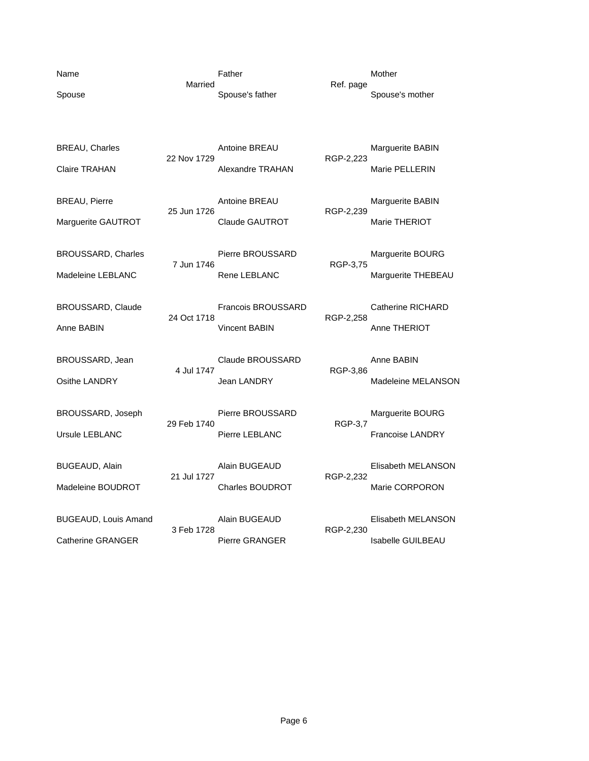| Name | Married | Father | Ref. page | Mother |
|---|---|---|---|---|
| Spouse | | Spouse's father | | Spouse's mother |
| BREAU, Charles | 22 Nov 1729 | Antoine BREAU | RGP-2,223 | Marguerite BABIN |
| Claire TRAHAN | | Alexandre TRAHAN | | Marie PELLERIN |
| BREAU, Pierre | 25 Jun 1726 | Antoine BREAU | RGP-2,239 | Marguerite BABIN |
| Marguerite GAUTROT | | Claude GAUTROT | | Marie THERIOT |
| BROUSSARD, Charles | 7 Jun 1746 | Pierre BROUSSARD | RGP-3,75 | Marguerite BOURG |
| Madeleine LEBLANC | | Rene LEBLANC | | Marguerite THEBEAU |
| BROUSSARD, Claude | 24 Oct 1718 | Francois BROUSSARD | RGP-2,258 | Catherine RICHARD |
| Anne BABIN | | Vincent BABIN | | Anne THERIOT |
| BROUSSARD, Jean | 4 Jul 1747 | Claude BROUSSARD | RGP-3,86 | Anne BABIN |
| Osithe LANDRY | | Jean LANDRY | | Madeleine MELANSON |
| BROUSSARD, Joseph | 29 Feb 1740 | Pierre BROUSSARD | RGP-3,7 | Marguerite BOURG |
| Ursule LEBLANC | | Pierre LEBLANC | | Francoise LANDRY |
| BUGEAUD, Alain | 21 Jul 1727 | Alain BUGEAUD | RGP-2,232 | Elisabeth MELANSON |
| Madeleine BOUDROT | | Charles BOUDROT | | Marie CORPORON |
| BUGEAUD, Louis Amand | 3 Feb 1728 | Alain BUGEAUD | RGP-2,230 | Elisabeth MELANSON |
| Catherine GRANGER | | Pierre GRANGER | | Isabelle GUILBEAU |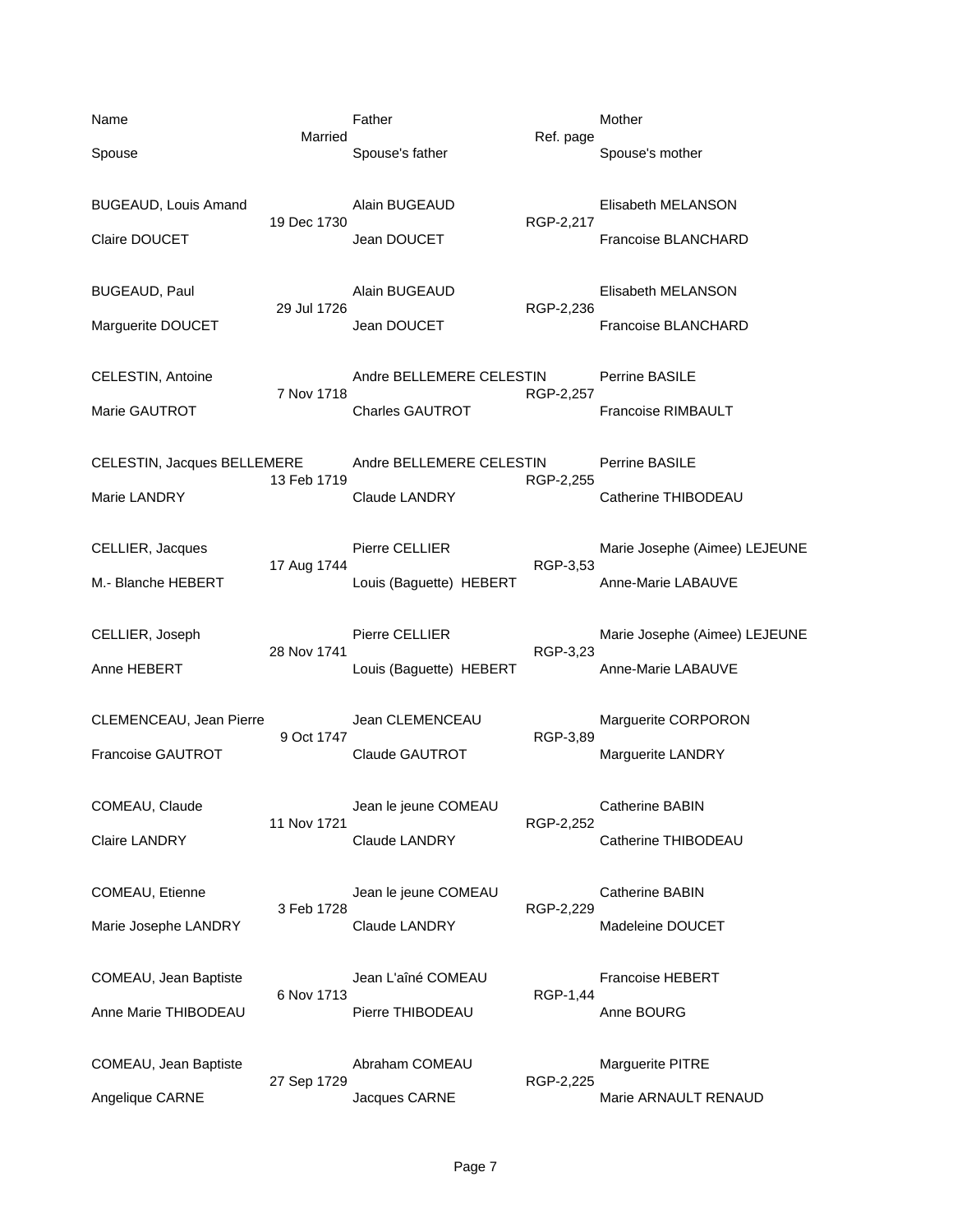| Name | Married | Father | Ref. page | Mother |
|---|---|---|---|---|
| Spouse | | Spouse's father | | Spouse's mother |
| BUGEAUD, Louis Amand | 19 Dec 1730 | Alain BUGEAUD | RGP-2,217 | Elisabeth MELANSON |
| Claire DOUCET | | Jean DOUCET | | Francoise BLANCHARD |
| BUGEAUD, Paul | 29 Jul 1726 | Alain BUGEAUD | RGP-2,236 | Elisabeth MELANSON |
| Marguerite DOUCET | | Jean DOUCET | | Francoise BLANCHARD |
| CELESTIN, Antoine | 7 Nov 1718 | Andre BELLEMERE CELESTIN | RGP-2,257 | Perrine BASILE |
| Marie GAUTROT | | Charles GAUTROT | | Francoise RIMBAULT |
| CELESTIN, Jacques BELLEMERE | 13 Feb 1719 | Andre BELLEMERE CELESTIN | RGP-2,255 | Perrine BASILE |
| Marie LANDRY | | Claude LANDRY | | Catherine THIBODEAU |
| CELLIER, Jacques | 17 Aug 1744 | Pierre CELLIER | RGP-3,53 | Marie Josephe (Aimee) LEJEUNE |
| M.- Blanche HEBERT | | Louis (Baguette) HEBERT | | Anne-Marie LABAUVE |
| CELLIER, Joseph | 28 Nov 1741 | Pierre CELLIER | RGP-3,23 | Marie Josephe (Aimee) LEJEUNE |
| Anne HEBERT | | Louis (Baguette) HEBERT | | Anne-Marie LABAUVE |
| CLEMENCEAU, Jean Pierre | 9 Oct 1747 | Jean CLEMENCEAU | RGP-3,89 | Marguerite CORPORON |
| Francoise GAUTROT | | Claude GAUTROT | | Marguerite LANDRY |
| COMEAU, Claude | 11 Nov 1721 | Jean le jeune COMEAU | RGP-2,252 | Catherine BABIN |
| Claire LANDRY | | Claude LANDRY | | Catherine THIBODEAU |
| COMEAU, Etienne | 3 Feb 1728 | Jean le jeune COMEAU | RGP-2,229 | Catherine BABIN |
| Marie Josephe LANDRY | | Claude LANDRY | | Madeleine DOUCET |
| COMEAU, Jean Baptiste | 6 Nov 1713 | Jean L'aîné COMEAU | RGP-1,44 | Francoise HEBERT |
| Anne Marie THIBODEAU | | Pierre THIBODEAU | | Anne BOURG |
| COMEAU, Jean Baptiste | 27 Sep 1729 | Abraham COMEAU | RGP-2,225 | Marguerite PITRE |
| Angelique CARNE | | Jacques CARNE | | Marie ARNAULT RENAUD |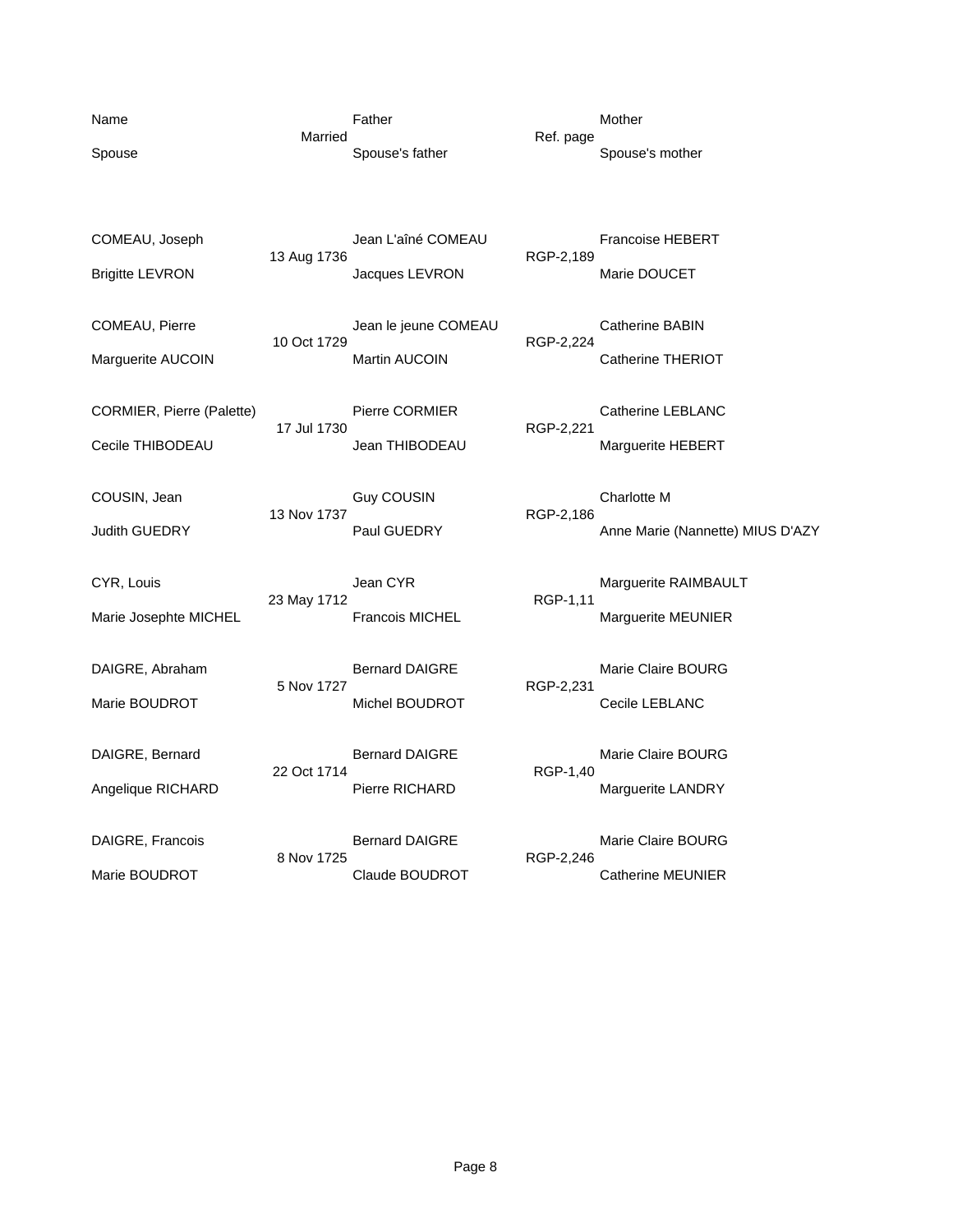| Name | Married | Father | Ref. page | Mother |
|---|---|---|---|---|
| Spouse | | Spouse's father | | Spouse's mother |
| COMEAU, Joseph | 13 Aug 1736 | Jean L'aîné COMEAU | RGP-2,189 | Francoise HEBERT |
| Brigitte LEVRON | | Jacques LEVRON | | Marie DOUCET |
| COMEAU, Pierre | 10 Oct 1729 | Jean le jeune COMEAU | RGP-2,224 | Catherine BABIN |
| Marguerite AUCOIN | | Martin AUCOIN | | Catherine THERIOT |
| CORMIER, Pierre (Palette) | 17 Jul 1730 | Pierre CORMIER | RGP-2,221 | Catherine LEBLANC |
| Cecile THIBODEAU | | Jean THIBODEAU | | Marguerite HEBERT |
| COUSIN, Jean | 13 Nov 1737 | Guy COUSIN | RGP-2,186 | Charlotte M |
| Judith GUEDRY | | Paul GUEDRY | | Anne Marie (Nannette) MIUS D'AZY |
| CYR, Louis | 23 May 1712 | Jean CYR | RGP-1,11 | Marguerite RAIMBAULT |
| Marie Josephte MICHEL | | Francois MICHEL | | Marguerite MEUNIER |
| DAIGRE, Abraham | 5 Nov 1727 | Bernard DAIGRE | RGP-2,231 | Marie Claire BOURG |
| Marie BOUDROT | | Michel BOUDROT | | Cecile LEBLANC |
| DAIGRE, Bernard | 22 Oct 1714 | Bernard DAIGRE | RGP-1,40 | Marie Claire BOURG |
| Angelique RICHARD | | Pierre RICHARD | | Marguerite LANDRY |
| DAIGRE, Francois | 8 Nov 1725 | Bernard DAIGRE | RGP-2,246 | Marie Claire BOURG |
| Marie BOUDROT | | Claude BOUDROT | | Catherine MEUNIER |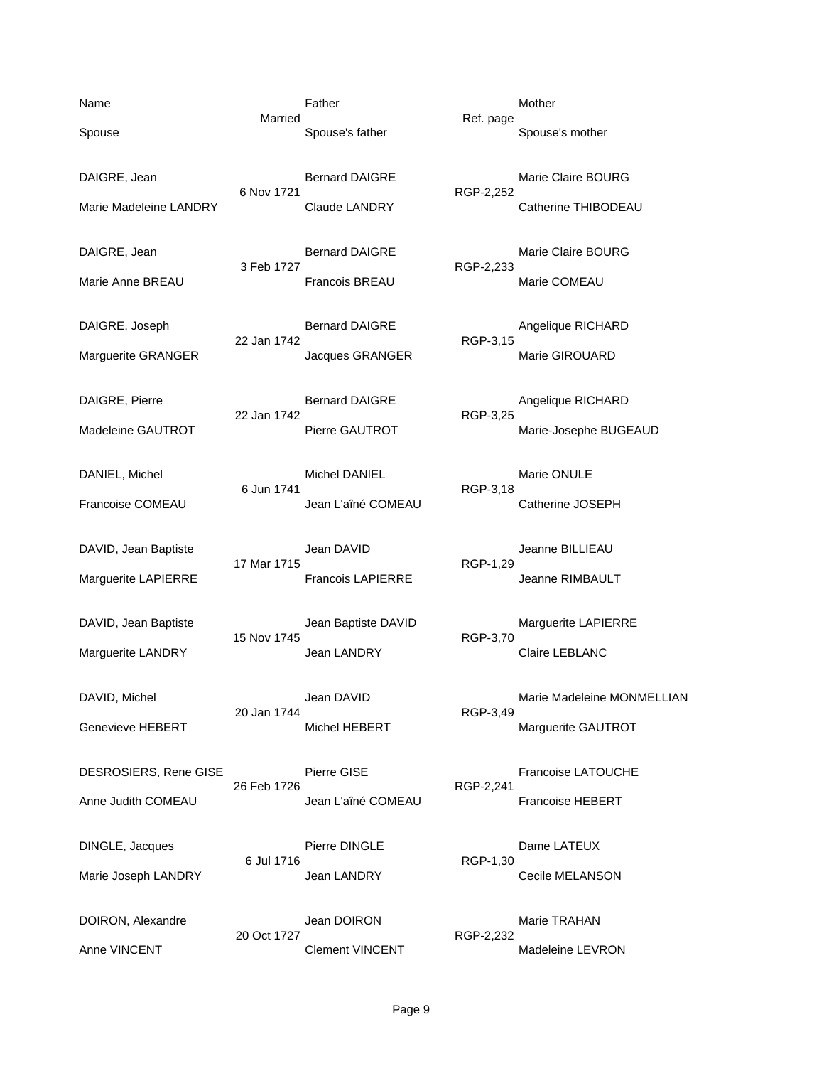| Name | Married | Father | Ref. page | Mother |
|---|---|---|---|---|
| Spouse | | Spouse's father | | Spouse's mother |
| DAIGRE, Jean | 6 Nov 1721 | Bernard DAIGRE | RGP-2,252 | Marie Claire BOURG |
| Marie Madeleine LANDRY | | Claude LANDRY | | Catherine THIBODEAU |
| DAIGRE, Jean | 3 Feb 1727 | Bernard DAIGRE | RGP-2,233 | Marie Claire BOURG |
| Marie Anne BREAU | | Francois BREAU | | Marie COMEAU |
| DAIGRE, Joseph | 22 Jan 1742 | Bernard DAIGRE | RGP-3,15 | Angelique RICHARD |
| Marguerite GRANGER | | Jacques GRANGER | | Marie GIROUARD |
| DAIGRE, Pierre | 22 Jan 1742 | Bernard DAIGRE | RGP-3,25 | Angelique RICHARD |
| Madeleine GAUTROT | | Pierre GAUTROT | | Marie-Josephe BUGEAUD |
| DANIEL, Michel | 6 Jun 1741 | Michel DANIEL | RGP-3,18 | Marie ONULE |
| Francoise COMEAU | | Jean L'aîné COMEAU | | Catherine JOSEPH |
| DAVID, Jean Baptiste | 17 Mar 1715 | Jean DAVID | RGP-1,29 | Jeanne BILLIEAU |
| Marguerite LAPIERRE | | Francois LAPIERRE | | Jeanne RIMBAULT |
| DAVID, Jean Baptiste | 15 Nov 1745 | Jean Baptiste DAVID | RGP-3,70 | Marguerite LAPIERRE |
| Marguerite LANDRY | | Jean LANDRY | | Claire LEBLANC |
| DAVID, Michel | 20 Jan 1744 | Jean DAVID | RGP-3,49 | Marie Madeleine MONMELLIAN |
| Genevieve HEBERT | | Michel HEBERT | | Marguerite GAUTROT |
| DESROSIERS, Rene GISE | 26 Feb 1726 | Pierre GISE | RGP-2,241 | Francoise LATOUCHE |
| Anne Judith COMEAU | | Jean L'aîné COMEAU | | Francoise HEBERT |
| DINGLE, Jacques | 6 Jul 1716 | Pierre DINGLE | RGP-1,30 | Dame LATEUX |
| Marie Joseph LANDRY | | Jean LANDRY | | Cecile MELANSON |
| DOIRON, Alexandre | 20 Oct 1727 | Jean DOIRON | RGP-2,232 | Marie TRAHAN |
| Anne VINCENT | | Clement VINCENT | | Madeleine LEVRON |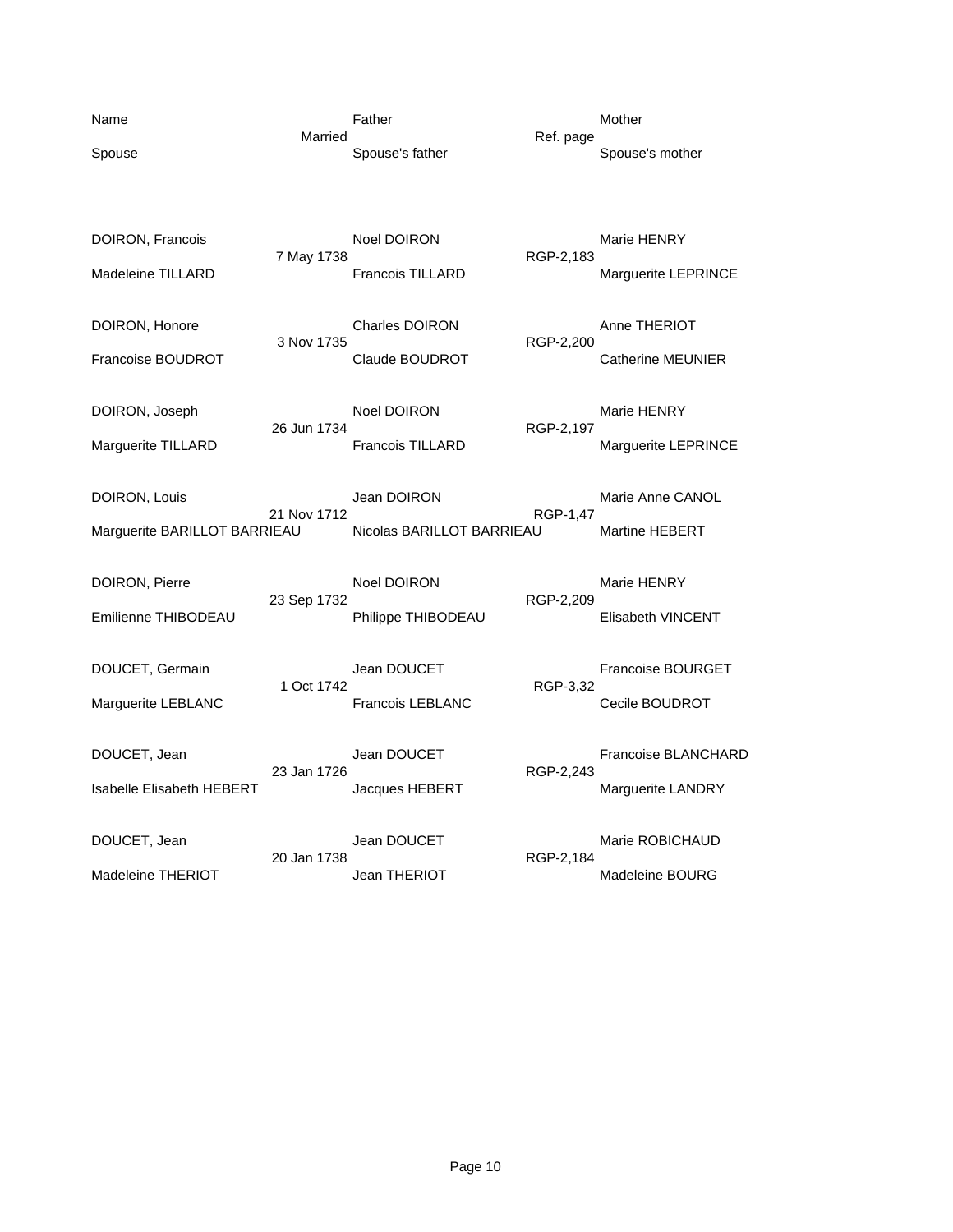| Name | Married | Father | Ref. page | Mother |
| --- | --- | --- | --- | --- |
| Spouse | | Spouse's father | | Spouse's mother |
| DOIRON, Francois | 7 May 1738 | Noel DOIRON | RGP-2,183 | Marie HENRY |
| Madeleine TILLARD | | Francois TILLARD | | Marguerite LEPRINCE |
| DOIRON, Honore | 3 Nov 1735 | Charles DOIRON | RGP-2,200 | Anne THERIOT |
| Francoise BOUDROT | | Claude BOUDROT | | Catherine MEUNIER |
| DOIRON, Joseph | 26 Jun 1734 | Noel DOIRON | RGP-2,197 | Marie HENRY |
| Marguerite TILLARD | | Francois TILLARD | | Marguerite LEPRINCE |
| DOIRON, Louis | 21 Nov 1712 | Jean DOIRON | RGP-1,47 | Marie Anne CANOL |
| Marguerite BARILLOT BARRIEAU | | Nicolas BARILLOT BARRIEAU | | Martine HEBERT |
| DOIRON, Pierre | 23 Sep 1732 | Noel DOIRON | RGP-2,209 | Marie HENRY |
| Emilienne THIBODEAU | | Philippe THIBODEAU | | Elisabeth VINCENT |
| DOUCET, Germain | 1 Oct 1742 | Jean DOUCET | RGP-3,32 | Francoise BOURGET |
| Marguerite LEBLANC | | Francois LEBLANC | | Cecile BOUDROT |
| DOUCET, Jean | 23 Jan 1726 | Jean DOUCET | RGP-2,243 | Francoise BLANCHARD |
| Isabelle Elisabeth HEBERT | | Jacques HEBERT | | Marguerite LANDRY |
| DOUCET, Jean | 20 Jan 1738 | Jean DOUCET | RGP-2,184 | Marie ROBICHAUD |
| Madeleine THERIOT | | Jean THERIOT | | Madeleine BOURG |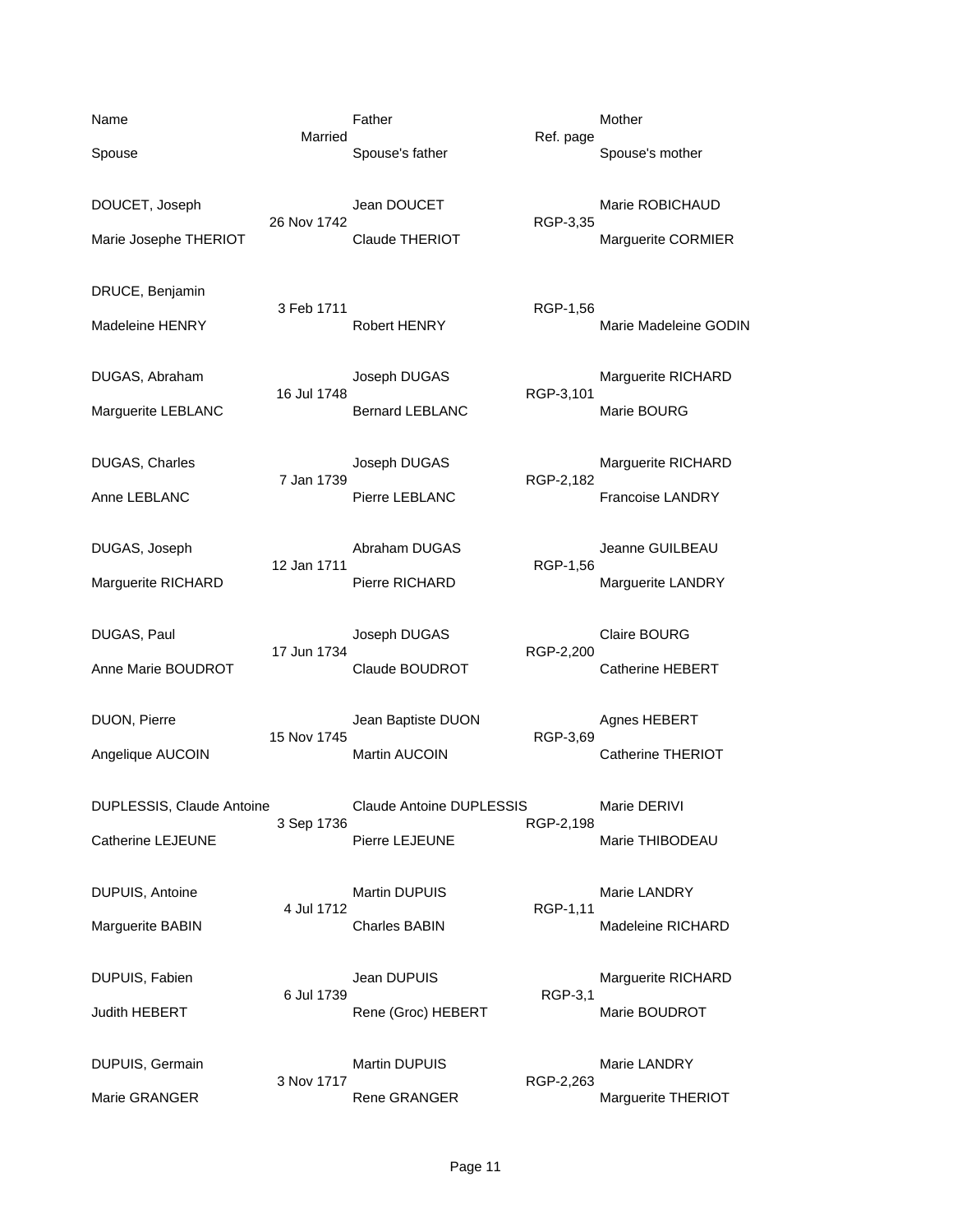| Name | Married | Father | Ref. page | Mother |
|---|---|---|---|---|
| Spouse | | Spouse's father | | Spouse's mother |
| DOUCET, Joseph | 26 Nov 1742 | Jean DOUCET | RGP-3,35 | Marie ROBICHAUD |
| Marie Josephe THERIOT | | Claude THERIOT | | Marguerite CORMIER |
| DRUCE, Benjamin | 3 Feb 1711 | | RGP-1,56 | |
| Madeleine HENRY | | Robert HENRY | | Marie Madeleine GODIN |
| DUGAS, Abraham | 16 Jul 1748 | Joseph DUGAS | RGP-3,101 | Marguerite RICHARD |
| Marguerite LEBLANC | | Bernard LEBLANC | | Marie BOURG |
| DUGAS, Charles | 7 Jan 1739 | Joseph DUGAS | RGP-2,182 | Marguerite RICHARD |
| Anne LEBLANC | | Pierre LEBLANC | | Francoise LANDRY |
| DUGAS, Joseph | 12 Jan 1711 | Abraham DUGAS | RGP-1,56 | Jeanne GUILBEAU |
| Marguerite RICHARD | | Pierre RICHARD | | Marguerite LANDRY |
| DUGAS, Paul | 17 Jun 1734 | Joseph DUGAS | RGP-2,200 | Claire BOURG |
| Anne Marie BOUDROT | | Claude BOUDROT | | Catherine HEBERT |
| DUON, Pierre | 15 Nov 1745 | Jean Baptiste DUON | RGP-3,69 | Agnes HEBERT |
| Angelique AUCOIN | | Martin AUCOIN | | Catherine THERIOT |
| DUPLESSIS, Claude Antoine | 3 Sep 1736 | Claude Antoine DUPLESSIS | RGP-2,198 | Marie DERIVI |
| Catherine LEJEUNE | | Pierre LEJEUNE | | Marie THIBODEAU |
| DUPUIS, Antoine | 4 Jul 1712 | Martin DUPUIS | RGP-1,11 | Marie LANDRY |
| Marguerite BABIN | | Charles BABIN | | Madeleine RICHARD |
| DUPUIS, Fabien | 6 Jul 1739 | Jean DUPUIS | RGP-3,1 | Marguerite RICHARD |
| Judith HEBERT | | Rene (Groc) HEBERT | | Marie BOUDROT |
| DUPUIS, Germain | 3 Nov 1717 | Martin DUPUIS | RGP-2,263 | Marie LANDRY |
| Marie GRANGER | | Rene GRANGER | | Marguerite THERIOT |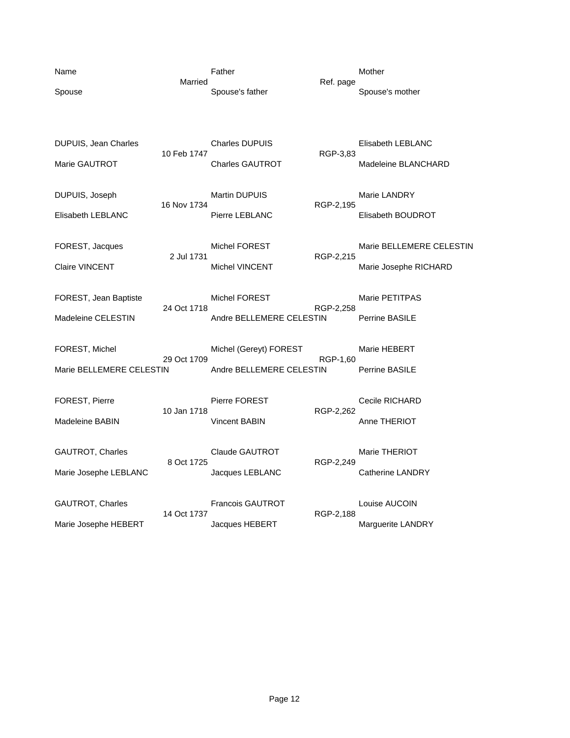| Name | Married | Father | Ref. page | Mother |
|---|---|---|---|---|
| Spouse | | Spouse's father | | Spouse's mother |
| DUPUIS, Jean Charles | 10 Feb 1747 | Charles DUPUIS | RGP-3,83 | Elisabeth LEBLANC |
| Marie GAUTROT | | Charles GAUTROT | | Madeleine BLANCHARD |
| DUPUIS, Joseph | 16 Nov 1734 | Martin DUPUIS | RGP-2,195 | Marie LANDRY |
| Elisabeth LEBLANC | | Pierre LEBLANC | | Elisabeth BOUDROT |
| FOREST, Jacques | 2 Jul 1731 | Michel FOREST | RGP-2,215 | Marie BELLEMERE CELESTIN |
| Claire VINCENT | | Michel VINCENT | | Marie Josephe RICHARD |
| FOREST, Jean Baptiste | 24 Oct 1718 | Michel FOREST | RGP-2,258 | Marie PETITPAS |
| Madeleine CELESTIN | | Andre BELLEMERE CELESTIN | | Perrine BASILE |
| FOREST, Michel | 29 Oct 1709 | Michel (Gereyt) FOREST | RGP-1,60 | Marie HEBERT |
| Marie BELLEMERE CELESTIN | | Andre BELLEMERE CELESTIN | | Perrine BASILE |
| FOREST, Pierre | 10 Jan 1718 | Pierre FOREST | RGP-2,262 | Cecile RICHARD |
| Madeleine BABIN | | Vincent BABIN | | Anne THERIOT |
| GAUTROT, Charles | 8 Oct 1725 | Claude GAUTROT | RGP-2,249 | Marie THERIOT |
| Marie Josephe LEBLANC | | Jacques LEBLANC | | Catherine LANDRY |
| GAUTROT, Charles | 14 Oct 1737 | Francois GAUTROT | RGP-2,188 | Louise AUCOIN |
| Marie Josephe HEBERT | | Jacques HEBERT | | Marguerite LANDRY |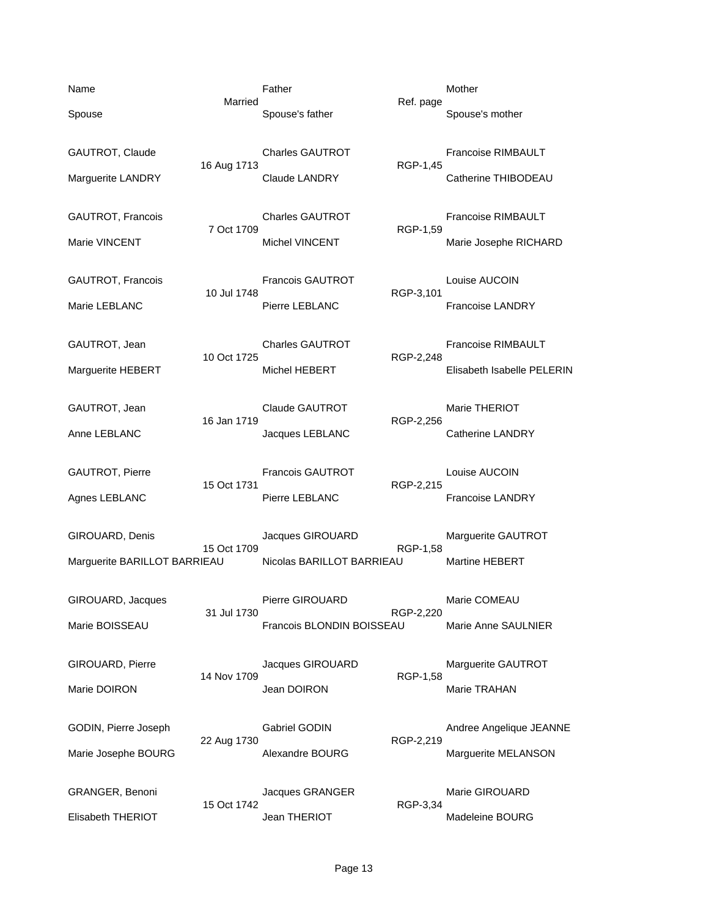| Name | Married | Father | Ref. page | Mother |
|---|---|---|---|---|
| Spouse | | Spouse's father | | Spouse's mother |
| GAUTROT, Claude | 16 Aug 1713 | Charles GAUTROT | RGP-1,45 | Francoise RIMBAULT |
| Marguerite LANDRY | | Claude LANDRY | | Catherine THIBODEAU |
| GAUTROT, Francois | 7 Oct 1709 | Charles GAUTROT | RGP-1,59 | Francoise RIMBAULT |
| Marie VINCENT | | Michel VINCENT | | Marie Josephe RICHARD |
| GAUTROT, Francois | 10 Jul 1748 | Francois GAUTROT | RGP-3,101 | Louise AUCOIN |
| Marie LEBLANC | | Pierre LEBLANC | | Francoise LANDRY |
| GAUTROT, Jean | 10 Oct 1725 | Charles GAUTROT | RGP-2,248 | Francoise RIMBAULT |
| Marguerite HEBERT | | Michel HEBERT | | Elisabeth Isabelle PELERIN |
| GAUTROT, Jean | 16 Jan 1719 | Claude GAUTROT | RGP-2,256 | Marie THERIOT |
| Anne LEBLANC | | Jacques LEBLANC | | Catherine LANDRY |
| GAUTROT, Pierre | 15 Oct 1731 | Francois GAUTROT | RGP-2,215 | Louise AUCOIN |
| Agnes LEBLANC | | Pierre LEBLANC | | Francoise LANDRY |
| GIROUARD, Denis | 15 Oct 1709 | Jacques GIROUARD | RGP-1,58 | Marguerite GAUTROT |
| Marguerite BARILLOT BARRIEAU | | Nicolas BARILLOT BARRIEAU | | Martine HEBERT |
| GIROUARD, Jacques | 31 Jul 1730 | Pierre GIROUARD | RGP-2,220 | Marie COMEAU |
| Marie BOISSEAU | | Francois BLONDIN BOISSEAU | | Marie Anne SAULNIER |
| GIROUARD, Pierre | 14 Nov 1709 | Jacques GIROUARD | RGP-1,58 | Marguerite GAUTROT |
| Marie DOIRON | | Jean DOIRON | | Marie TRAHAN |
| GODIN, Pierre Joseph | 22 Aug 1730 | Gabriel GODIN | RGP-2,219 | Andree Angelique JEANNE |
| Marie Josephe BOURG | | Alexandre BOURG | | Marguerite MELANSON |
| GRANGER, Benoni | 15 Oct 1742 | Jacques GRANGER | RGP-3,34 | Marie GIROUARD |
| Elisabeth THERIOT | | Jean THERIOT | | Madeleine BOURG |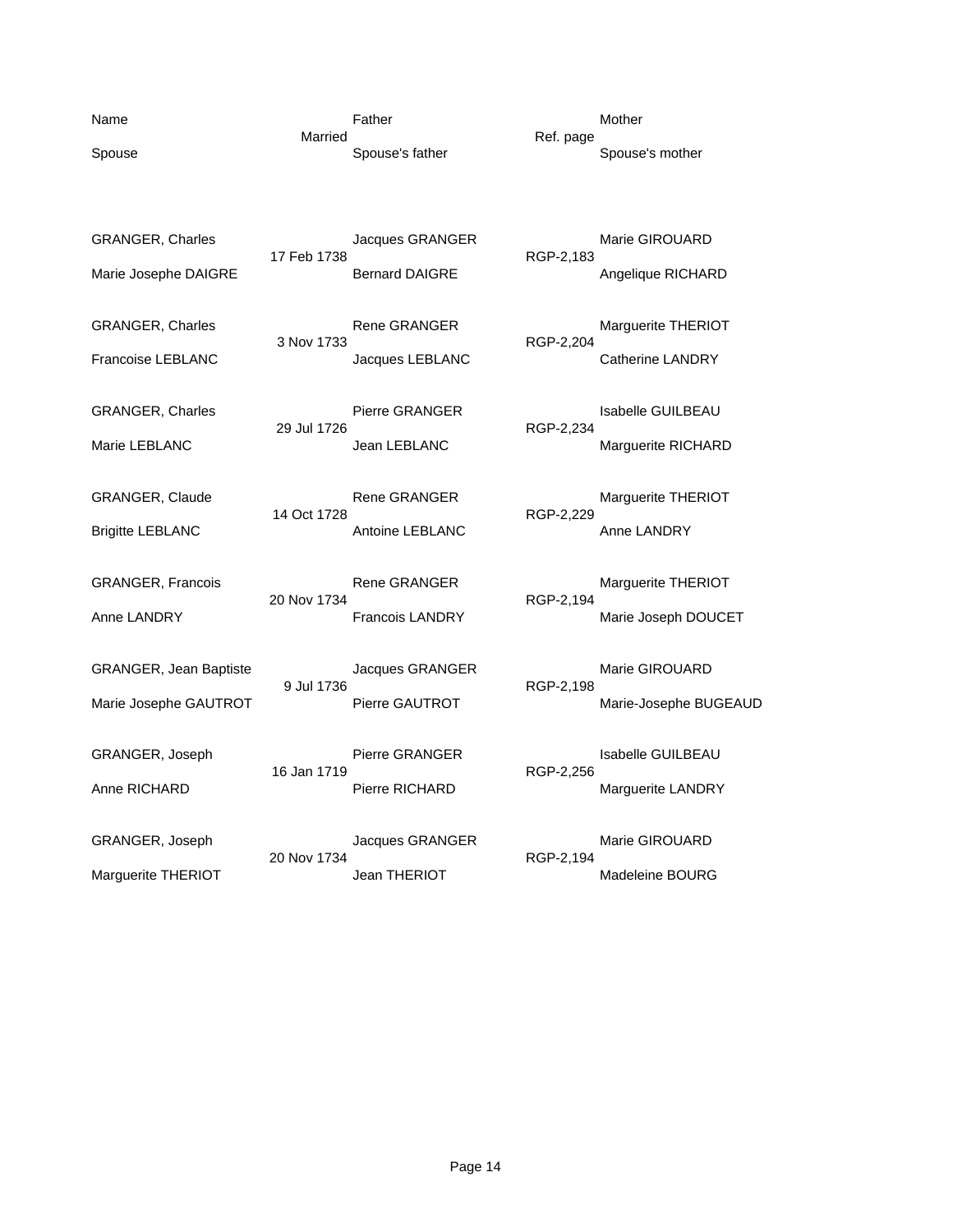| Name | Married | Father | Ref. page | Mother |
|---|---|---|---|---|
| Spouse | | Spouse's father | | Spouse's mother |
| GRANGER, Charles | 17 Feb 1738 | Jacques GRANGER | RGP-2,183 | Marie GIROUARD |
| Marie Josephe DAIGRE | | Bernard DAIGRE | | Angelique RICHARD |
| GRANGER, Charles | 3 Nov 1733 | Rene GRANGER | RGP-2,204 | Marguerite THERIOT |
| Francoise LEBLANC | | Jacques LEBLANC | | Catherine LANDRY |
| GRANGER, Charles | 29 Jul 1726 | Pierre GRANGER | RGP-2,234 | Isabelle GUILBEAU |
| Marie LEBLANC | | Jean LEBLANC | | Marguerite RICHARD |
| GRANGER, Claude | 14 Oct 1728 | Rene GRANGER | RGP-2,229 | Marguerite THERIOT |
| Brigitte LEBLANC | | Antoine LEBLANC | | Anne LANDRY |
| GRANGER, Francois | 20 Nov 1734 | Rene GRANGER | RGP-2,194 | Marguerite THERIOT |
| Anne LANDRY | | Francois LANDRY | | Marie Joseph DOUCET |
| GRANGER, Jean Baptiste | 9 Jul 1736 | Jacques GRANGER | RGP-2,198 | Marie GIROUARD |
| Marie Josephe GAUTROT | | Pierre GAUTROT | | Marie-Josephe BUGEAUD |
| GRANGER, Joseph | 16 Jan 1719 | Pierre GRANGER | RGP-2,256 | Isabelle GUILBEAU |
| Anne RICHARD | | Pierre RICHARD | | Marguerite LANDRY |
| GRANGER, Joseph | 20 Nov 1734 | Jacques GRANGER | RGP-2,194 | Marie GIROUARD |
| Marguerite THERIOT | | Jean THERIOT | | Madeleine BOURG |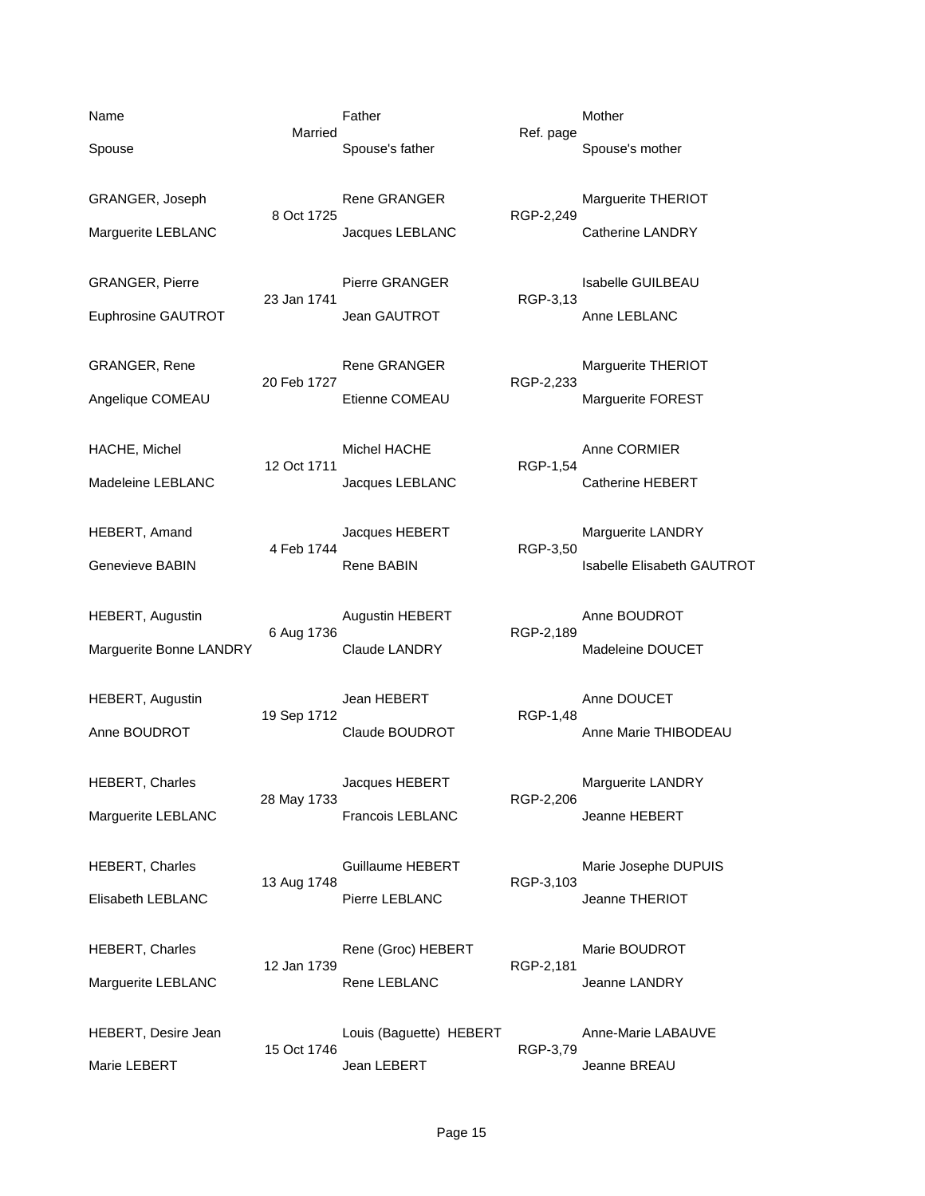| Name / Spouse | Married | Father / Spouse's father | Ref. page | Mother / Spouse's mother |
|---|---|---|---|---|
| GRANGER, Joseph | 8 Oct 1725 | Rene GRANGER | RGP-2,249 | Marguerite THERIOT |
| Marguerite LEBLANC | | Jacques LEBLANC | | Catherine LANDRY |
| GRANGER, Pierre | 23 Jan 1741 | Pierre GRANGER | RGP-3,13 | Isabelle GUILBEAU |
| Euphrosine GAUTROT | | Jean GAUTROT | | Anne LEBLANC |
| GRANGER, Rene | 20 Feb 1727 | Rene GRANGER | RGP-2,233 | Marguerite THERIOT |
| Angelique COMEAU | | Etienne COMEAU | | Marguerite FOREST |
| HACHE, Michel | 12 Oct 1711 | Michel HACHE | RGP-1,54 | Anne CORMIER |
| Madeleine LEBLANC | | Jacques LEBLANC | | Catherine HEBERT |
| HEBERT, Amand | 4 Feb 1744 | Jacques HEBERT | RGP-3,50 | Marguerite LANDRY |
| Genevieve BABIN | | Rene BABIN | | Isabelle Elisabeth GAUTROT |
| HEBERT, Augustin | 6 Aug 1736 | Augustin HEBERT | RGP-2,189 | Anne BOUDROT |
| Marguerite Bonne LANDRY | | Claude LANDRY | | Madeleine DOUCET |
| HEBERT, Augustin | 19 Sep 1712 | Jean HEBERT | RGP-1,48 | Anne DOUCET |
| Anne BOUDROT | | Claude BOUDROT | | Anne Marie THIBODEAU |
| HEBERT, Charles | 28 May 1733 | Jacques HEBERT | RGP-2,206 | Marguerite LANDRY |
| Marguerite LEBLANC | | Francois LEBLANC | | Jeanne HEBERT |
| HEBERT, Charles | 13 Aug 1748 | Guillaume HEBERT | RGP-3,103 | Marie Josephe DUPUIS |
| Elisabeth LEBLANC | | Pierre LEBLANC | | Jeanne THERIOT |
| HEBERT, Charles | 12 Jan 1739 | Rene (Groc) HEBERT | RGP-2,181 | Marie BOUDROT |
| Marguerite LEBLANC | | Rene LEBLANC | | Jeanne LANDRY |
| HEBERT, Desire Jean | 15 Oct 1746 | Louis (Baguette) HEBERT | RGP-3,79 | Anne-Marie LABAUVE |
| Marie LEBERT | | Jean LEBERT | | Jeanne BREAU |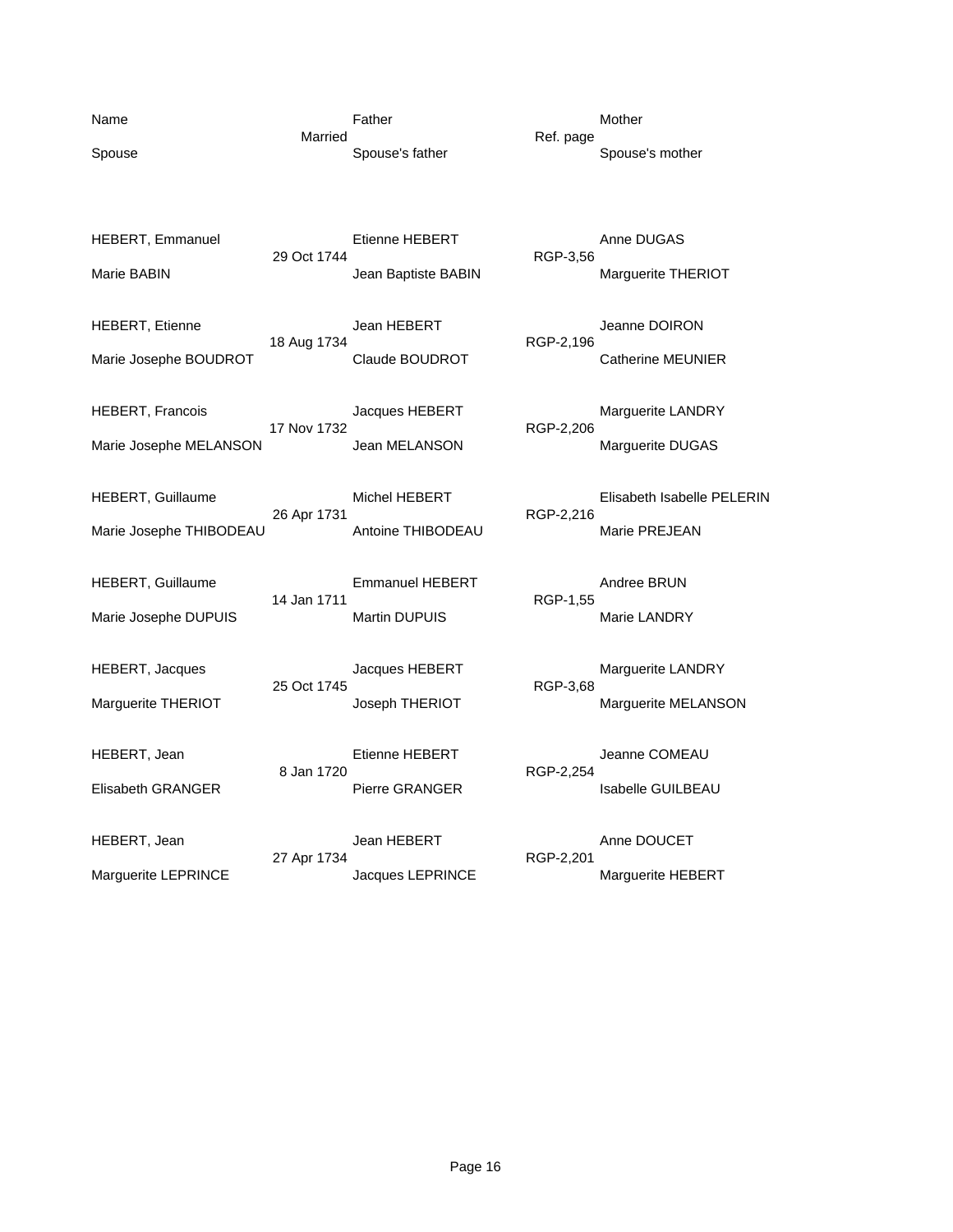| Name | Married | Father | Ref. page | Mother |
|---|---|---|---|---|
| Spouse | | Spouse's father | | Spouse's mother |
| HEBERT, Emmanuel | 29 Oct 1744 | Etienne HEBERT | RGP-3,56 | Anne DUGAS |
| Marie BABIN | | Jean Baptiste BABIN | | Marguerite THERIOT |
| HEBERT, Etienne | 18 Aug 1734 | Jean HEBERT | RGP-2,196 | Jeanne DOIRON |
| Marie Josephe BOUDROT | | Claude BOUDROT | | Catherine MEUNIER |
| HEBERT, Francois | 17 Nov 1732 | Jacques HEBERT | RGP-2,206 | Marguerite LANDRY |
| Marie Josephe MELANSON | | Jean MELANSON | | Marguerite DUGAS |
| HEBERT, Guillaume | 26 Apr 1731 | Michel HEBERT | RGP-2,216 | Elisabeth Isabelle PELERIN |
| Marie Josephe THIBODEAU | | Antoine THIBODEAU | | Marie PREJEAN |
| HEBERT, Guillaume | 14 Jan 1711 | Emmanuel HEBERT | RGP-1,55 | Andree BRUN |
| Marie Josephe DUPUIS | | Martin DUPUIS | | Marie LANDRY |
| HEBERT, Jacques | 25 Oct 1745 | Jacques HEBERT | RGP-3,68 | Marguerite LANDRY |
| Marguerite THERIOT | | Joseph THERIOT | | Marguerite MELANSON |
| HEBERT, Jean | 8 Jan 1720 | Etienne HEBERT | RGP-2,254 | Jeanne COMEAU |
| Elisabeth GRANGER | | Pierre GRANGER | | Isabelle GUILBEAU |
| HEBERT, Jean | 27 Apr 1734 | Jean HEBERT | RGP-2,201 | Anne DOUCET |
| Marguerite LEPRINCE | | Jacques LEPRINCE | | Marguerite HEBERT |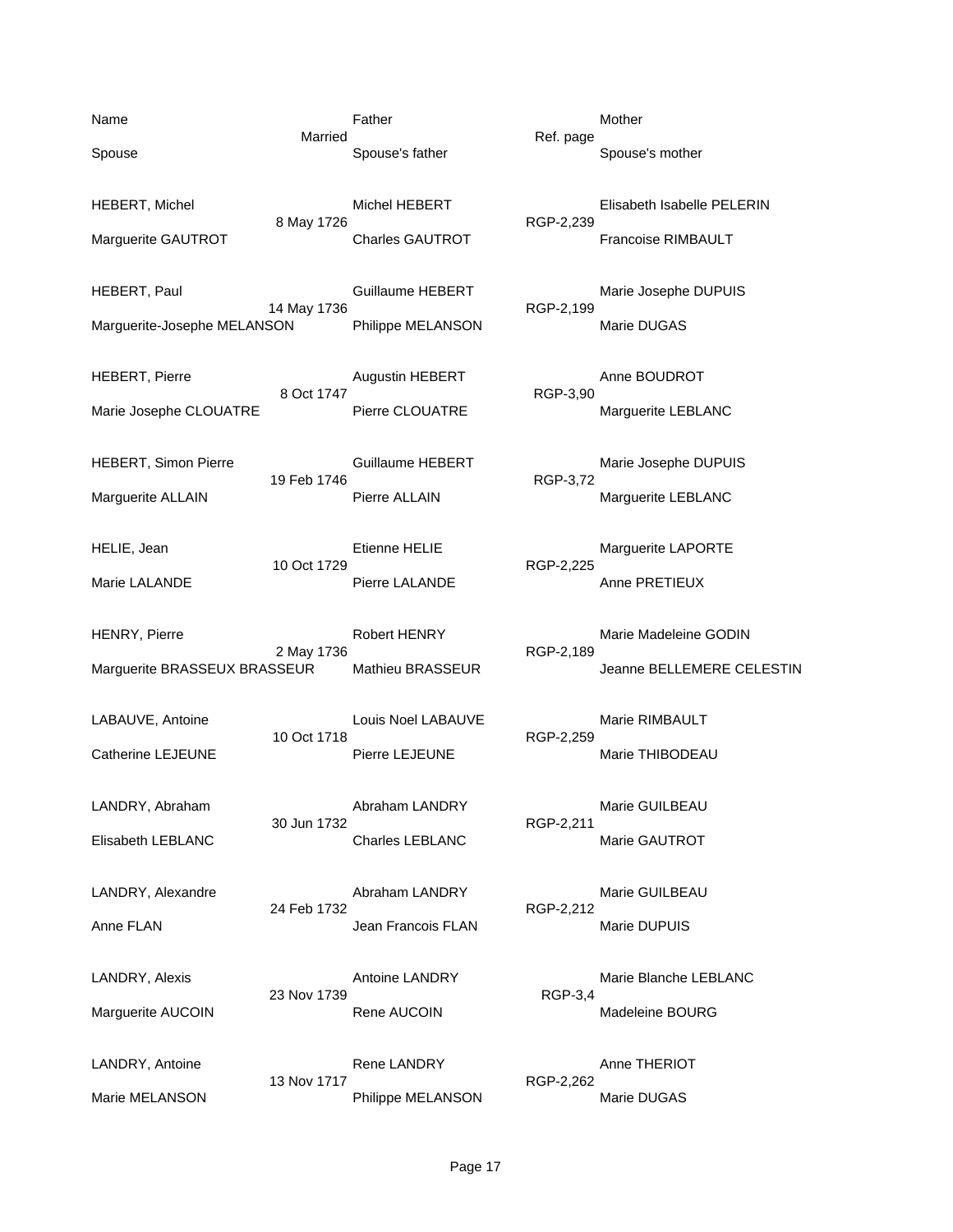| Name | Married | Father | Ref. page | Mother |
|---|---|---|---|---|
| Spouse | | Spouse's father | | Spouse's mother |
| HEBERT, Michel | 8 May 1726 | Michel HEBERT | RGP-2,239 | Elisabeth Isabelle PELERIN |
| Marguerite GAUTROT | | Charles GAUTROT | | Francoise RIMBAULT |
| HEBERT, Paul | 14 May 1736 | Guillaume HEBERT | RGP-2,199 | Marie Josephe DUPUIS |
| Marguerite-Josephe MELANSON | | Philippe MELANSON | | Marie DUGAS |
| HEBERT, Pierre | 8 Oct 1747 | Augustin HEBERT | RGP-3,90 | Anne BOUDROT |
| Marie Josephe CLOUATRE | | Pierre CLOUATRE | | Marguerite LEBLANC |
| HEBERT, Simon Pierre | 19 Feb 1746 | Guillaume HEBERT | RGP-3,72 | Marie Josephe DUPUIS |
| Marguerite ALLAIN | | Pierre ALLAIN | | Marguerite LEBLANC |
| HELIE, Jean | 10 Oct 1729 | Etienne HELIE | RGP-2,225 | Marguerite LAPORTE |
| Marie LALANDE | | Pierre LALANDE | | Anne PRETIEUX |
| HENRY, Pierre | 2 May 1736 | Robert HENRY | RGP-2,189 | Marie Madeleine GODIN |
| Marguerite BRASSEUX BRASSEUR | | Mathieu BRASSEUR | | Jeanne BELLEMERE CELESTIN |
| LABAUVE, Antoine | 10 Oct 1718 | Louis Noel LABAUVE | RGP-2,259 | Marie RIMBAULT |
| Catherine LEJEUNE | | Pierre LEJEUNE | | Marie THIBODEAU |
| LANDRY, Abraham | 30 Jun 1732 | Abraham LANDRY | RGP-2,211 | Marie GUILBEAU |
| Elisabeth LEBLANC | | Charles LEBLANC | | Marie GAUTROT |
| LANDRY, Alexandre | 24 Feb 1732 | Abraham LANDRY | RGP-2,212 | Marie GUILBEAU |
| Anne FLAN | | Jean Francois FLAN | | Marie DUPUIS |
| LANDRY, Alexis | 23 Nov 1739 | Antoine LANDRY | RGP-3,4 | Marie Blanche LEBLANC |
| Marguerite AUCOIN | | Rene AUCOIN | | Madeleine BOURG |
| LANDRY, Antoine | 13 Nov 1717 | Rene LANDRY | RGP-2,262 | Anne THERIOT |
| Marie MELANSON | | Philippe MELANSON | | Marie DUGAS |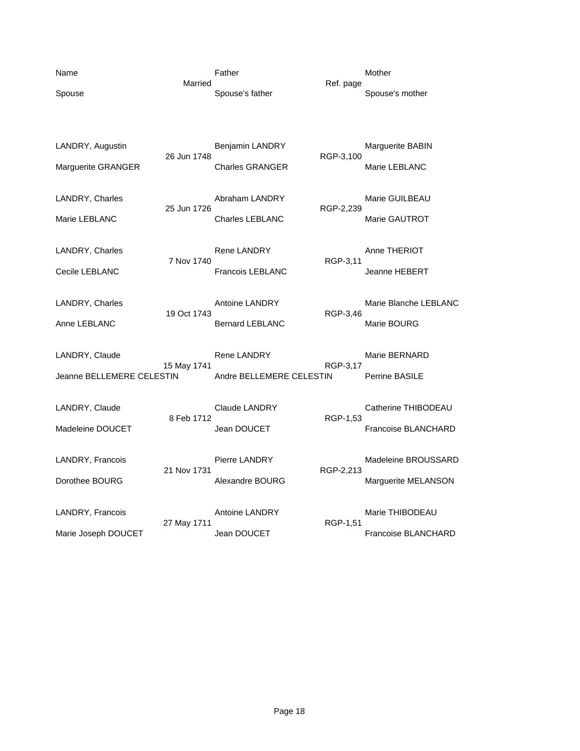| Name | Married | Father | Ref. page | Mother |
|---|---|---|---|---|
| Spouse | | Spouse's father | | Spouse's mother |
| LANDRY, Augustin | 26 Jun 1748 | Benjamin LANDRY | RGP-3,100 | Marguerite BABIN |
| Marguerite GRANGER | | Charles GRANGER | | Marie LEBLANC |
| LANDRY, Charles | 25 Jun 1726 | Abraham LANDRY | RGP-2,239 | Marie GUILBEAU |
| Marie LEBLANC | | Charles LEBLANC | | Marie GAUTROT |
| LANDRY, Charles | 7 Nov 1740 | Rene LANDRY | RGP-3,11 | Anne THERIOT |
| Cecile LEBLANC | | Francois LEBLANC | | Jeanne HEBERT |
| LANDRY, Charles | 19 Oct 1743 | Antoine LANDRY | RGP-3,46 | Marie Blanche LEBLANC |
| Anne LEBLANC | | Bernard LEBLANC | | Marie BOURG |
| LANDRY, Claude | 15 May 1741 | Rene LANDRY | RGP-3,17 | Marie BERNARD |
| Jeanne BELLEMERE CELESTIN | | Andre BELLEMERE CELESTIN | | Perrine BASILE |
| LANDRY, Claude | 8 Feb 1712 | Claude LANDRY | RGP-1,53 | Catherine THIBODEAU |
| Madeleine DOUCET | | Jean DOUCET | | Francoise BLANCHARD |
| LANDRY, Francois | 21 Nov 1731 | Pierre LANDRY | RGP-2,213 | Madeleine BROUSSARD |
| Dorothee BOURG | | Alexandre BOURG | | Marguerite MELANSON |
| LANDRY, Francois | 27 May 1711 | Antoine LANDRY | RGP-1,51 | Marie THIBODEAU |
| Marie Joseph DOUCET | | Jean DOUCET | | Francoise BLANCHARD |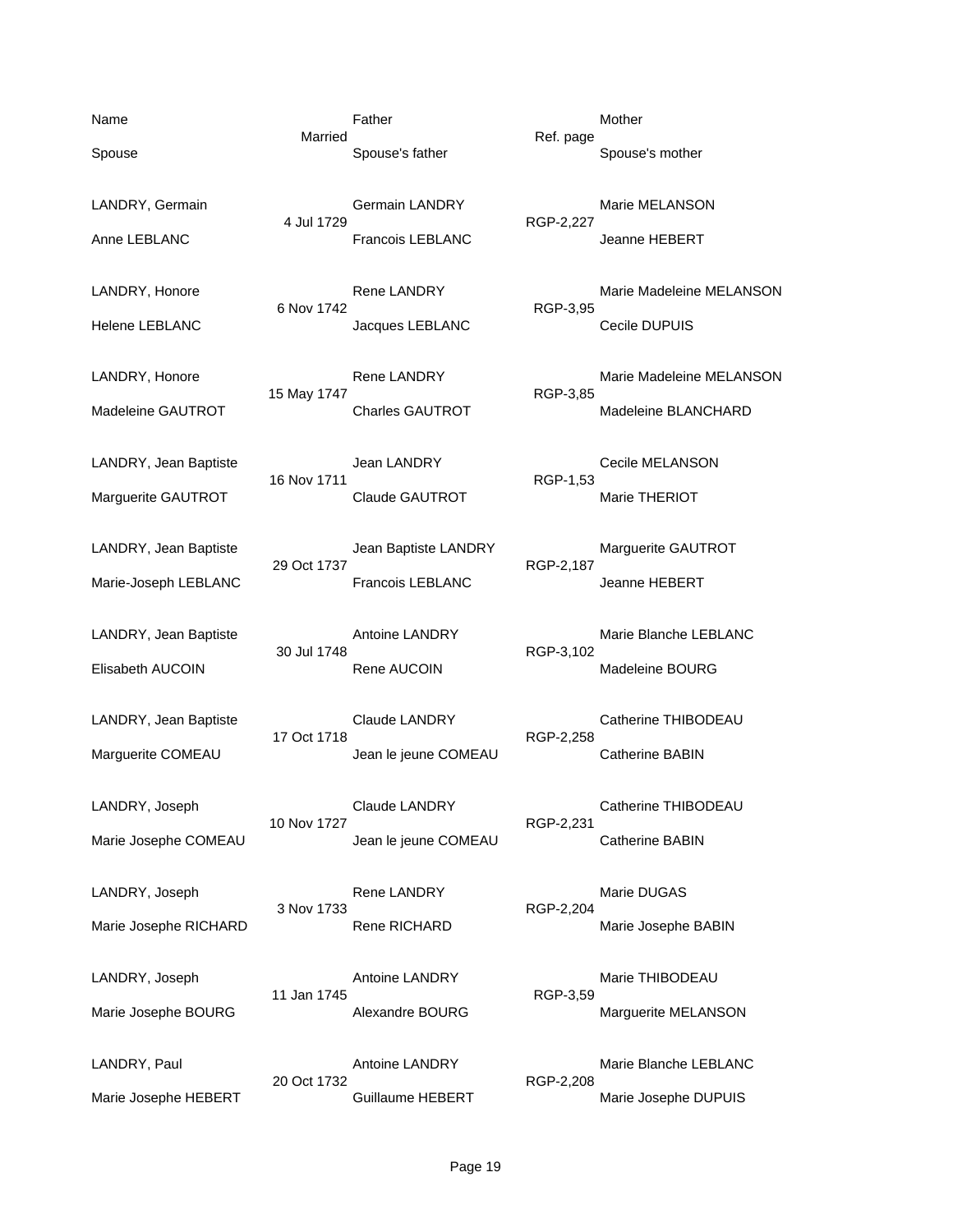| Name | Married | Father | Ref. page | Mother |
|---|---|---|---|---|
| Spouse | | Spouse's father | | Spouse's mother |
| LANDRY, Germain | 4 Jul 1729 | Germain LANDRY | RGP-2,227 | Marie MELANSON |
| Anne LEBLANC | | Francois LEBLANC | | Jeanne HEBERT |
| LANDRY, Honore | 6 Nov 1742 | Rene LANDRY | RGP-3,95 | Marie Madeleine MELANSON |
| Helene LEBLANC | | Jacques LEBLANC | | Cecile DUPUIS |
| LANDRY, Honore | 15 May 1747 | Rene LANDRY | RGP-3,85 | Marie Madeleine MELANSON |
| Madeleine GAUTROT | | Charles GAUTROT | | Madeleine BLANCHARD |
| LANDRY, Jean Baptiste | 16 Nov 1711 | Jean LANDRY | RGP-1,53 | Cecile MELANSON |
| Marguerite GAUTROT | | Claude GAUTROT | | Marie THERIOT |
| LANDRY, Jean Baptiste | 29 Oct 1737 | Jean Baptiste LANDRY | RGP-2,187 | Marguerite GAUTROT |
| Marie-Joseph LEBLANC | | Francois LEBLANC | | Jeanne HEBERT |
| LANDRY, Jean Baptiste | 30 Jul 1748 | Antoine LANDRY | RGP-3,102 | Marie Blanche LEBLANC |
| Elisabeth AUCOIN | | Rene AUCOIN | | Madeleine BOURG |
| LANDRY, Jean Baptiste | 17 Oct 1718 | Claude LANDRY | RGP-2,258 | Catherine THIBODEAU |
| Marguerite COMEAU | | Jean le jeune COMEAU | | Catherine BABIN |
| LANDRY, Joseph | 10 Nov 1727 | Claude LANDRY | RGP-2,231 | Catherine THIBODEAU |
| Marie Josephe COMEAU | | Jean le jeune COMEAU | | Catherine BABIN |
| LANDRY, Joseph | 3 Nov 1733 | Rene LANDRY | RGP-2,204 | Marie DUGAS |
| Marie Josephe RICHARD | | Rene RICHARD | | Marie Josephe BABIN |
| LANDRY, Joseph | 11 Jan 1745 | Antoine LANDRY | RGP-3,59 | Marie THIBODEAU |
| Marie Josephe BOURG | | Alexandre BOURG | | Marguerite MELANSON |
| LANDRY, Paul | 20 Oct 1732 | Antoine LANDRY | RGP-2,208 | Marie Blanche LEBLANC |
| Marie Josephe HEBERT | | Guillaume HEBERT | | Marie Josephe DUPUIS |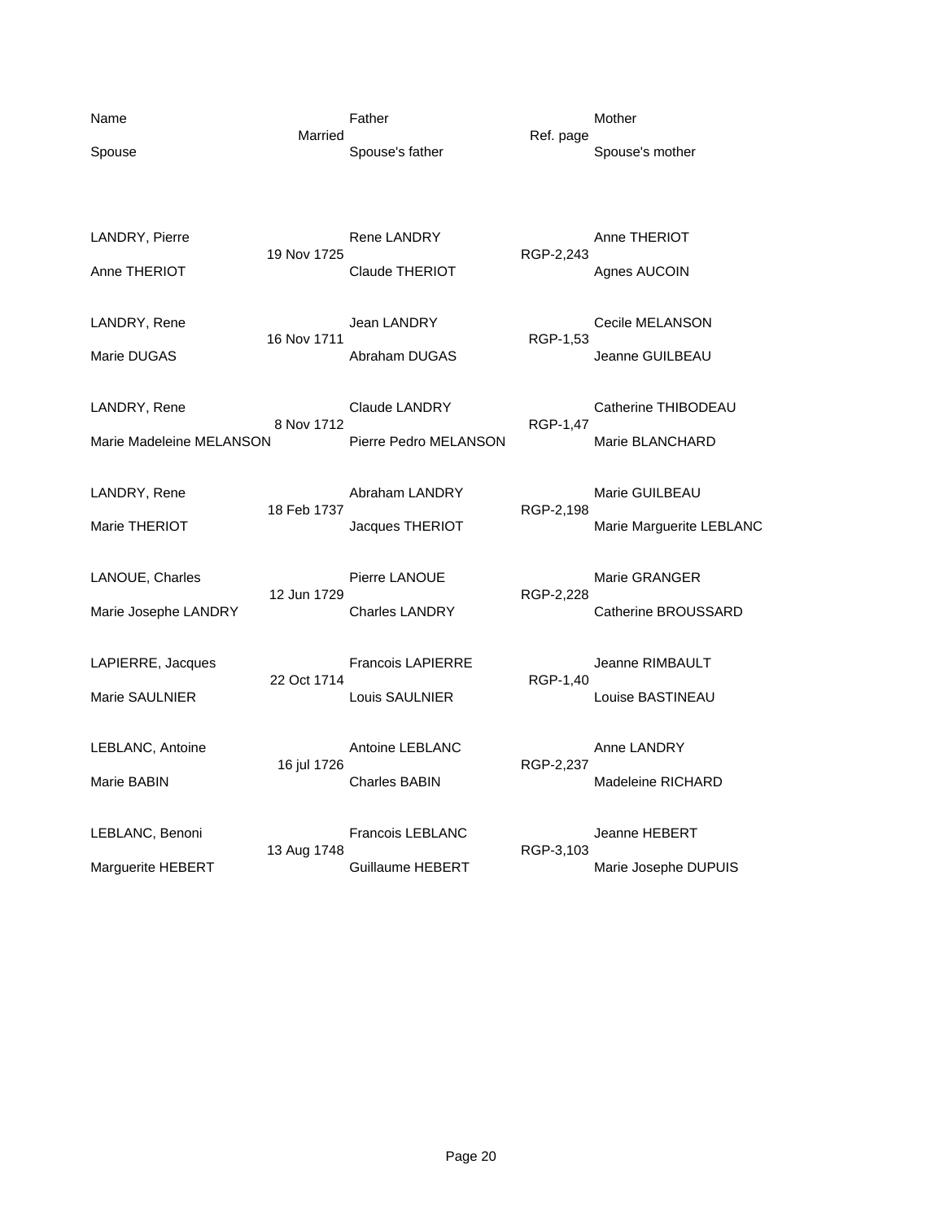| Name | Married | Father | Ref. page | Mother |
|---|---|---|---|---|
| Spouse | | Spouse's father | | Spouse's mother |
| LANDRY, Pierre | 19 Nov 1725 | Rene LANDRY | RGP-2,243 | Anne THERIOT |
| Anne THERIOT | | Claude THERIOT | | Agnes AUCOIN |
| LANDRY, Rene | 16 Nov 1711 | Jean LANDRY | RGP-1,53 | Cecile MELANSON |
| Marie DUGAS | | Abraham DUGAS | | Jeanne GUILBEAU |
| LANDRY, Rene | 8 Nov 1712 | Claude LANDRY | RGP-1,47 | Catherine THIBODEAU |
| Marie Madeleine MELANSON | | Pierre Pedro MELANSON | | Marie BLANCHARD |
| LANDRY, Rene | 18 Feb 1737 | Abraham LANDRY | RGP-2,198 | Marie GUILBEAU |
| Marie THERIOT | | Jacques THERIOT | | Marie Marguerite LEBLANC |
| LANOUE, Charles | 12 Jun 1729 | Pierre LANOUE | RGP-2,228 | Marie GRANGER |
| Marie Josephe LANDRY | | Charles LANDRY | | Catherine BROUSSARD |
| LAPIERRE, Jacques | 22 Oct 1714 | Francois LAPIERRE | RGP-1,40 | Jeanne RIMBAULT |
| Marie SAULNIER | | Louis SAULNIER | | Louise BASTINEAU |
| LEBLANC, Antoine | 16 jul 1726 | Antoine LEBLANC | RGP-2,237 | Anne LANDRY |
| Marie BABIN | | Charles BABIN | | Madeleine RICHARD |
| LEBLANC, Benoni | 13 Aug 1748 | Francois LEBLANC | RGP-3,103 | Jeanne HEBERT |
| Marguerite HEBERT | | Guillaume HEBERT | | Marie Josephe DUPUIS |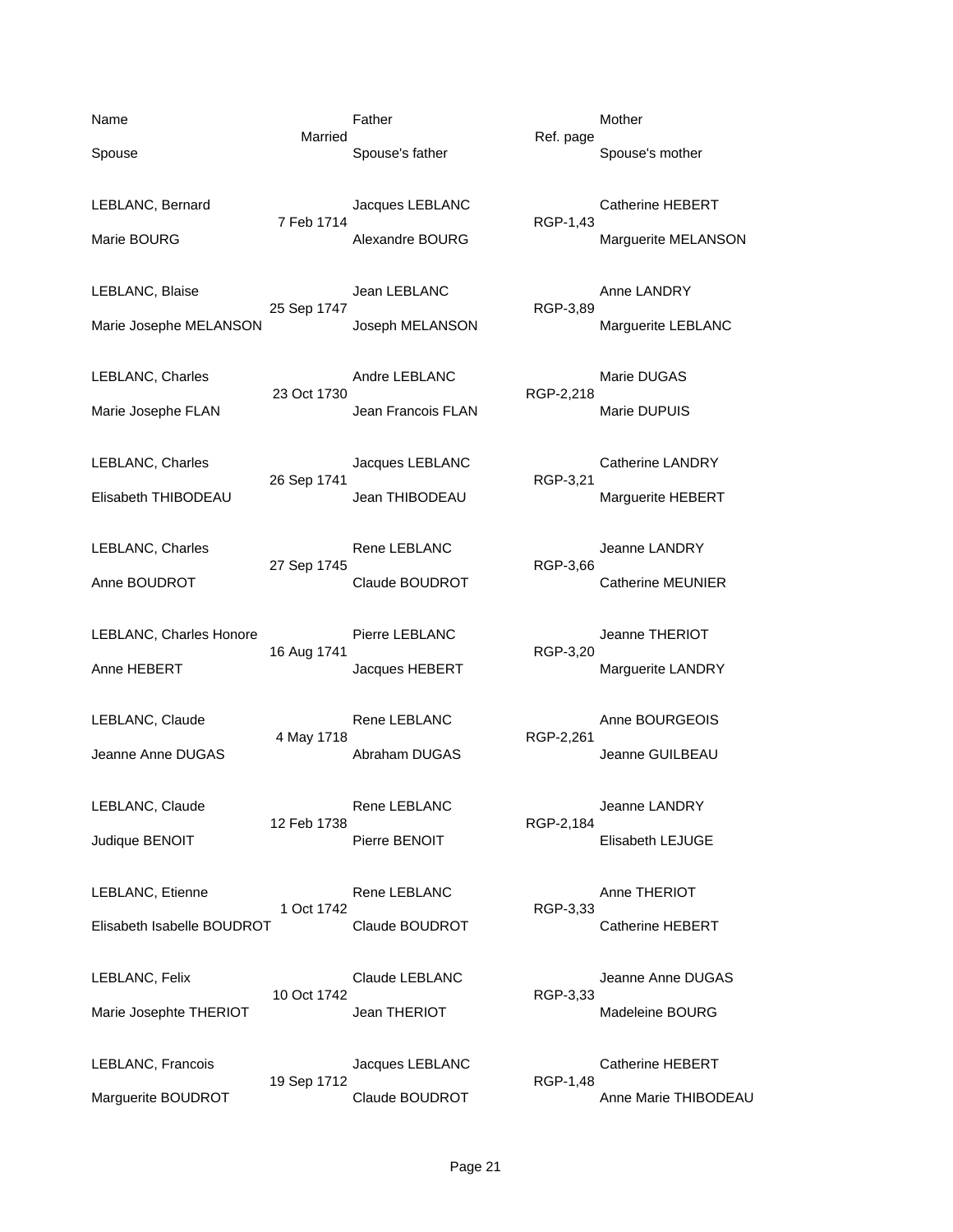| Name | Married | Father | Ref. page | Mother |
|---|---|---|---|---|
| Spouse | | Spouse's father | | Spouse's mother |
| LEBLANC, Bernard | 7 Feb 1714 | Jacques LEBLANC | RGP-1,43 | Catherine HEBERT |
| Marie BOURG | | Alexandre BOURG | | Marguerite MELANSON |
| LEBLANC, Blaise | 25 Sep 1747 | Jean LEBLANC | RGP-3,89 | Anne LANDRY |
| Marie Josephe MELANSON | | Joseph MELANSON | | Marguerite LEBLANC |
| LEBLANC, Charles | 23 Oct 1730 | Andre LEBLANC | RGP-2,218 | Marie DUGAS |
| Marie Josephe FLAN | | Jean Francois FLAN | | Marie DUPUIS |
| LEBLANC, Charles | 26 Sep 1741 | Jacques LEBLANC | RGP-3,21 | Catherine LANDRY |
| Elisabeth THIBODEAU | | Jean THIBODEAU | | Marguerite HEBERT |
| LEBLANC, Charles | 27 Sep 1745 | Rene LEBLANC | RGP-3,66 | Jeanne LANDRY |
| Anne BOUDROT | | Claude BOUDROT | | Catherine MEUNIER |
| LEBLANC, Charles Honore | 16 Aug 1741 | Pierre LEBLANC | RGP-3,20 | Jeanne THERIOT |
| Anne HEBERT | | Jacques HEBERT | | Marguerite LANDRY |
| LEBLANC, Claude | 4 May 1718 | Rene LEBLANC | RGP-2,261 | Anne BOURGEOIS |
| Jeanne Anne DUGAS | | Abraham DUGAS | | Jeanne GUILBEAU |
| LEBLANC, Claude | 12 Feb 1738 | Rene LEBLANC | RGP-2,184 | Jeanne LANDRY |
| Judique BENOIT | | Pierre BENOIT | | Elisabeth LEJUGE |
| LEBLANC, Etienne | 1 Oct 1742 | Rene LEBLANC | RGP-3,33 | Anne THERIOT |
| Elisabeth Isabelle BOUDROT | | Claude BOUDROT | | Catherine HEBERT |
| LEBLANC, Felix | 10 Oct 1742 | Claude LEBLANC | RGP-3,33 | Jeanne Anne DUGAS |
| Marie Josephte THERIOT | | Jean THERIOT | | Madeleine BOURG |
| LEBLANC, Francois | 19 Sep 1712 | Jacques LEBLANC | RGP-1,48 | Catherine HEBERT |
| Marguerite BOUDROT | | Claude BOUDROT | | Anne Marie THIBODEAU |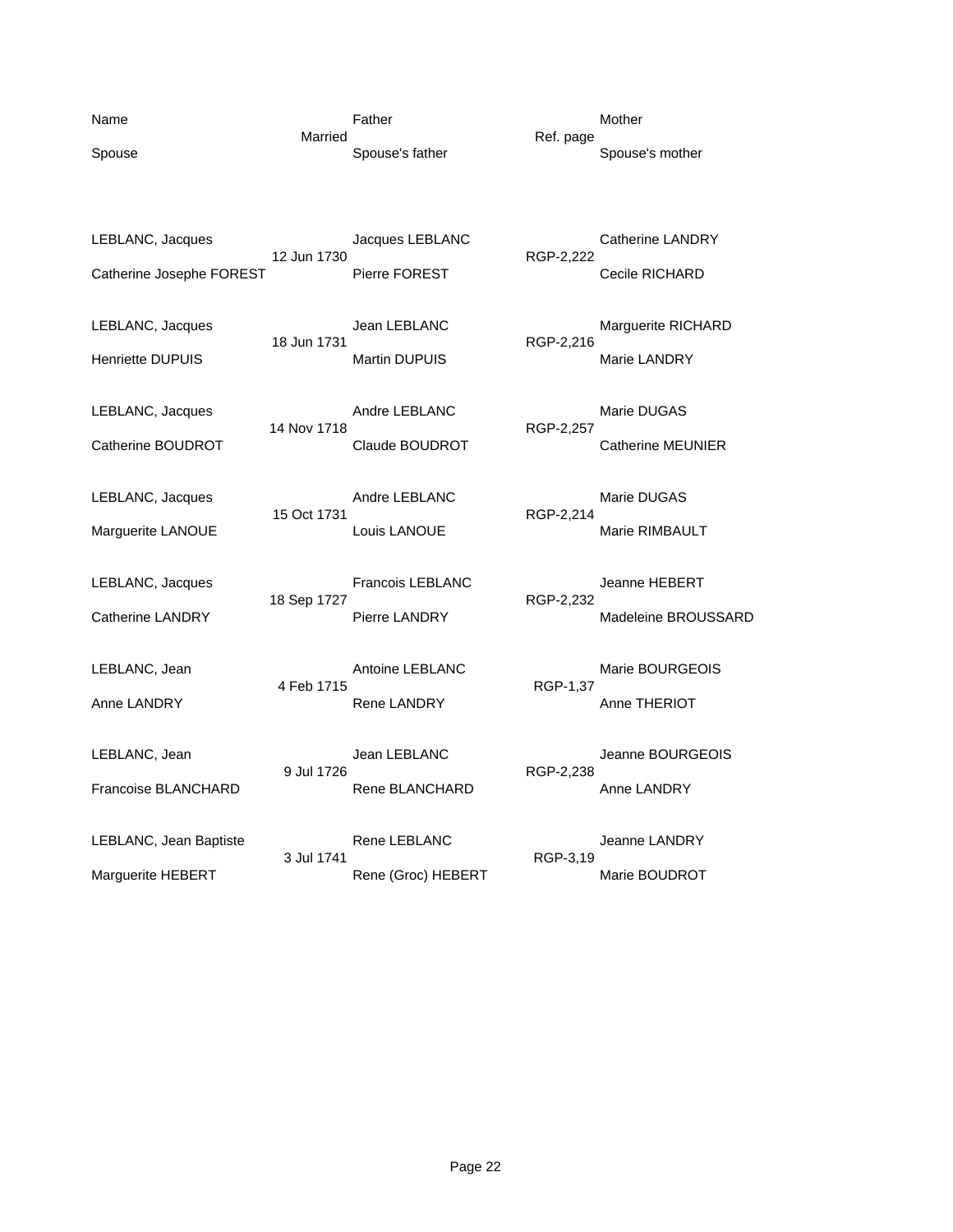| Name | Married | Father | Ref. page | Mother |
|---|---|---|---|---|
| Spouse | | Spouse's father | | Spouse's mother |
| LEBLANC, Jacques | 12 Jun 1730 | Jacques LEBLANC | RGP-2,222 | Catherine LANDRY |
| Catherine Josephe FOREST | | Pierre FOREST | | Cecile RICHARD |
| LEBLANC, Jacques | 18 Jun 1731 | Jean LEBLANC | RGP-2,216 | Marguerite RICHARD |
| Henriette DUPUIS | | Martin DUPUIS | | Marie LANDRY |
| LEBLANC, Jacques | 14 Nov 1718 | Andre LEBLANC | RGP-2,257 | Marie DUGAS |
| Catherine BOUDROT | | Claude BOUDROT | | Catherine MEUNIER |
| LEBLANC, Jacques | 15 Oct 1731 | Andre LEBLANC | RGP-2,214 | Marie DUGAS |
| Marguerite LANOUE | | Louis LANOUE | | Marie RIMBAULT |
| LEBLANC, Jacques | 18 Sep 1727 | Francois LEBLANC | RGP-2,232 | Jeanne HEBERT |
| Catherine LANDRY | | Pierre LANDRY | | Madeleine BROUSSARD |
| LEBLANC, Jean | 4 Feb 1715 | Antoine LEBLANC | RGP-1,37 | Marie BOURGEOIS |
| Anne LANDRY | | Rene LANDRY | | Anne THERIOT |
| LEBLANC, Jean | 9 Jul 1726 | Jean LEBLANC | RGP-2,238 | Jeanne BOURGEOIS |
| Francoise BLANCHARD | | Rene BLANCHARD | | Anne LANDRY |
| LEBLANC, Jean Baptiste | 3 Jul 1741 | Rene LEBLANC | RGP-3,19 | Jeanne LANDRY |
| Marguerite HEBERT | | Rene (Groc) HEBERT | | Marie BOUDROT |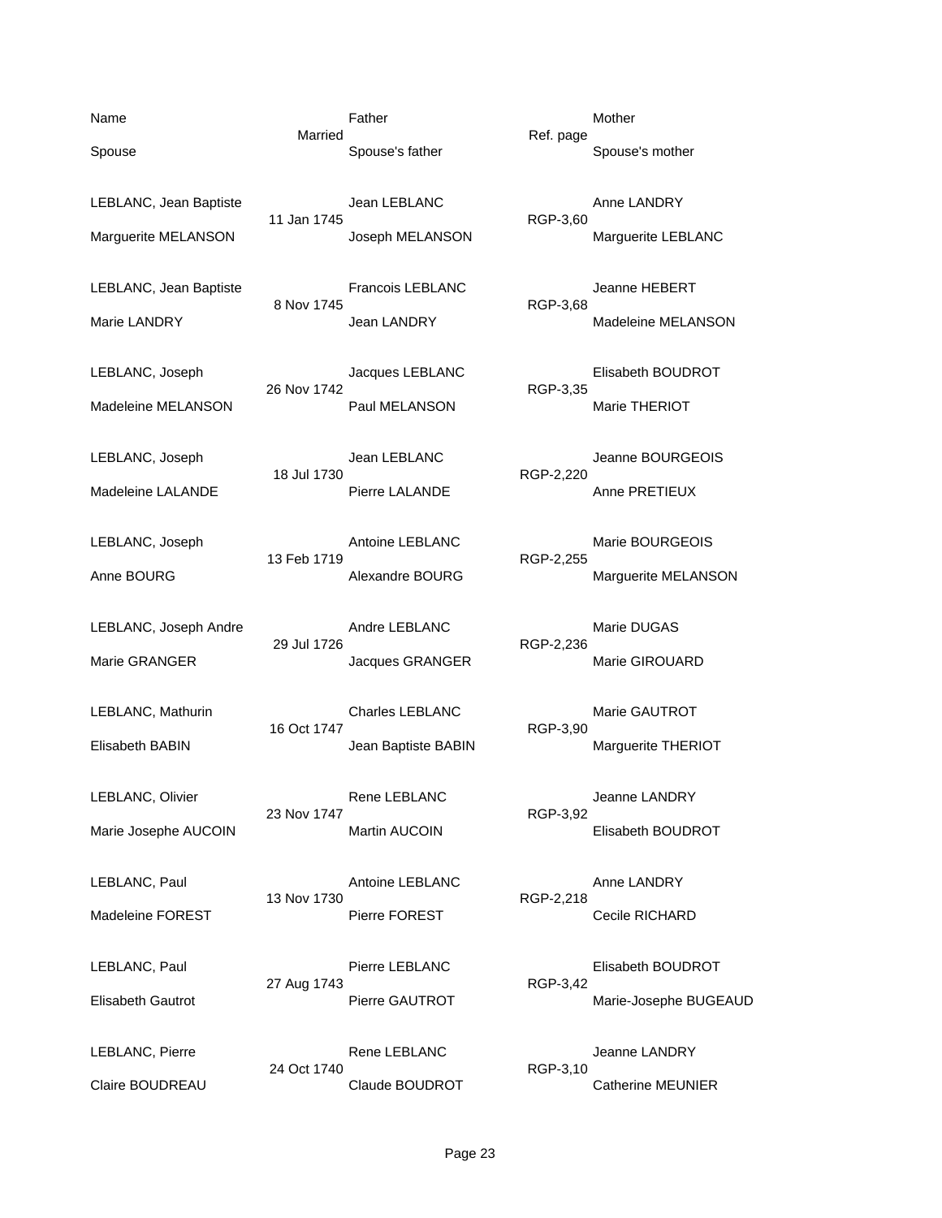| Name | Married | Father | Ref. page | Mother |
| --- | --- | --- | --- | --- |
| Spouse | | Spouse's father | | Spouse's mother |
| LEBLANC, Jean Baptiste | 11 Jan 1745 | Jean LEBLANC | RGP-3,60 | Anne LANDRY |
| Marguerite MELANSON | | Joseph MELANSON | | Marguerite LEBLANC |
| LEBLANC, Jean Baptiste | 8 Nov 1745 | Francois LEBLANC | RGP-3,68 | Jeanne HEBERT |
| Marie LANDRY | | Jean LANDRY | | Madeleine MELANSON |
| LEBLANC, Joseph | 26 Nov 1742 | Jacques LEBLANC | RGP-3,35 | Elisabeth BOUDROT |
| Madeleine MELANSON | | Paul MELANSON | | Marie THERIOT |
| LEBLANC, Joseph | 18 Jul 1730 | Jean LEBLANC | RGP-2,220 | Jeanne BOURGEOIS |
| Madeleine LALANDE | | Pierre LALANDE | | Anne PRETIEUX |
| LEBLANC, Joseph | 13 Feb 1719 | Antoine LEBLANC | RGP-2,255 | Marie BOURGEOIS |
| Anne BOURG | | Alexandre BOURG | | Marguerite MELANSON |
| LEBLANC, Joseph Andre | 29 Jul 1726 | Andre LEBLANC | RGP-2,236 | Marie DUGAS |
| Marie GRANGER | | Jacques GRANGER | | Marie GIROUARD |
| LEBLANC, Mathurin | 16 Oct 1747 | Charles LEBLANC | RGP-3,90 | Marie GAUTROT |
| Elisabeth BABIN | | Jean Baptiste BABIN | | Marguerite THERIOT |
| LEBLANC, Olivier | 23 Nov 1747 | Rene LEBLANC | RGP-3,92 | Jeanne LANDRY |
| Marie Josephe AUCOIN | | Martin AUCOIN | | Elisabeth BOUDROT |
| LEBLANC, Paul | 13 Nov 1730 | Antoine LEBLANC | RGP-2,218 | Anne LANDRY |
| Madeleine FOREST | | Pierre FOREST | | Cecile RICHARD |
| LEBLANC, Paul | 27 Aug 1743 | Pierre LEBLANC | RGP-3,42 | Elisabeth BOUDROT |
| Elisabeth Gautrot | | Pierre GAUTROT | | Marie-Josephe BUGEAUD |
| LEBLANC, Pierre | 24 Oct 1740 | Rene LEBLANC | RGP-3,10 | Jeanne LANDRY |
| Claire BOUDREAU | | Claude BOUDROT | | Catherine MEUNIER |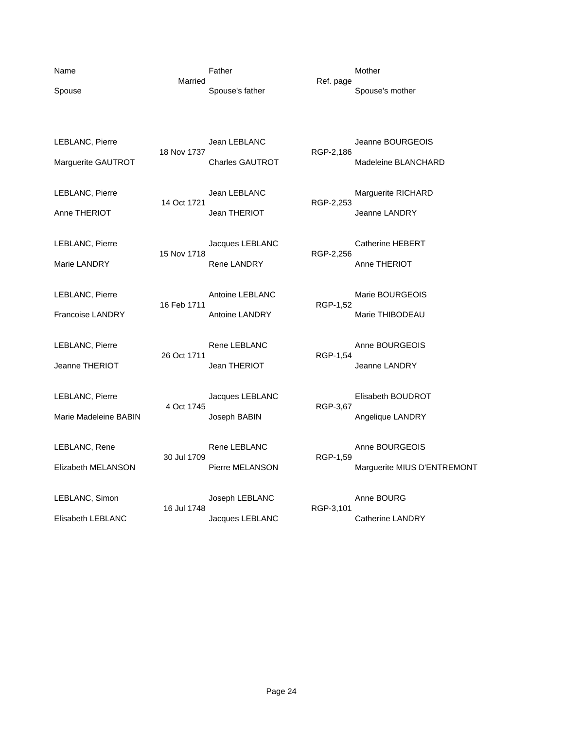| Name | Married | Father | Ref. page | Mother |
|---|---|---|---|---|
| Spouse | | Spouse's father | | Spouse's mother |
| LEBLANC, Pierre | 18 Nov 1737 | Jean LEBLANC | RGP-2,186 | Jeanne BOURGEOIS |
| Marguerite GAUTROT | | Charles GAUTROT | | Madeleine BLANCHARD |
| LEBLANC, Pierre | 14 Oct 1721 | Jean LEBLANC | RGP-2,253 | Marguerite RICHARD |
| Anne THERIOT | | Jean THERIOT | | Jeanne LANDRY |
| LEBLANC, Pierre | 15 Nov 1718 | Jacques LEBLANC | RGP-2,256 | Catherine HEBERT |
| Marie LANDRY | | Rene LANDRY | | Anne THERIOT |
| LEBLANC, Pierre | 16 Feb 1711 | Antoine LEBLANC | RGP-1,52 | Marie BOURGEOIS |
| Francoise LANDRY | | Antoine LANDRY | | Marie THIBODEAU |
| LEBLANC, Pierre | 26 Oct 1711 | Rene LEBLANC | RGP-1,54 | Anne BOURGEOIS |
| Jeanne THERIOT | | Jean THERIOT | | Jeanne LANDRY |
| LEBLANC, Pierre | 4 Oct 1745 | Jacques LEBLANC | RGP-3,67 | Elisabeth BOUDROT |
| Marie Madeleine BABIN | | Joseph BABIN | | Angelique LANDRY |
| LEBLANC, Rene | 30 Jul 1709 | Rene LEBLANC | RGP-1,59 | Anne BOURGEOIS |
| Elizabeth MELANSON | | Pierre MELANSON | | Marguerite MIUS D'ENTREMONT |
| LEBLANC, Simon | 16 Jul 1748 | Joseph LEBLANC | RGP-3,101 | Anne BOURG |
| Elisabeth LEBLANC | | Jacques LEBLANC | | Catherine LANDRY |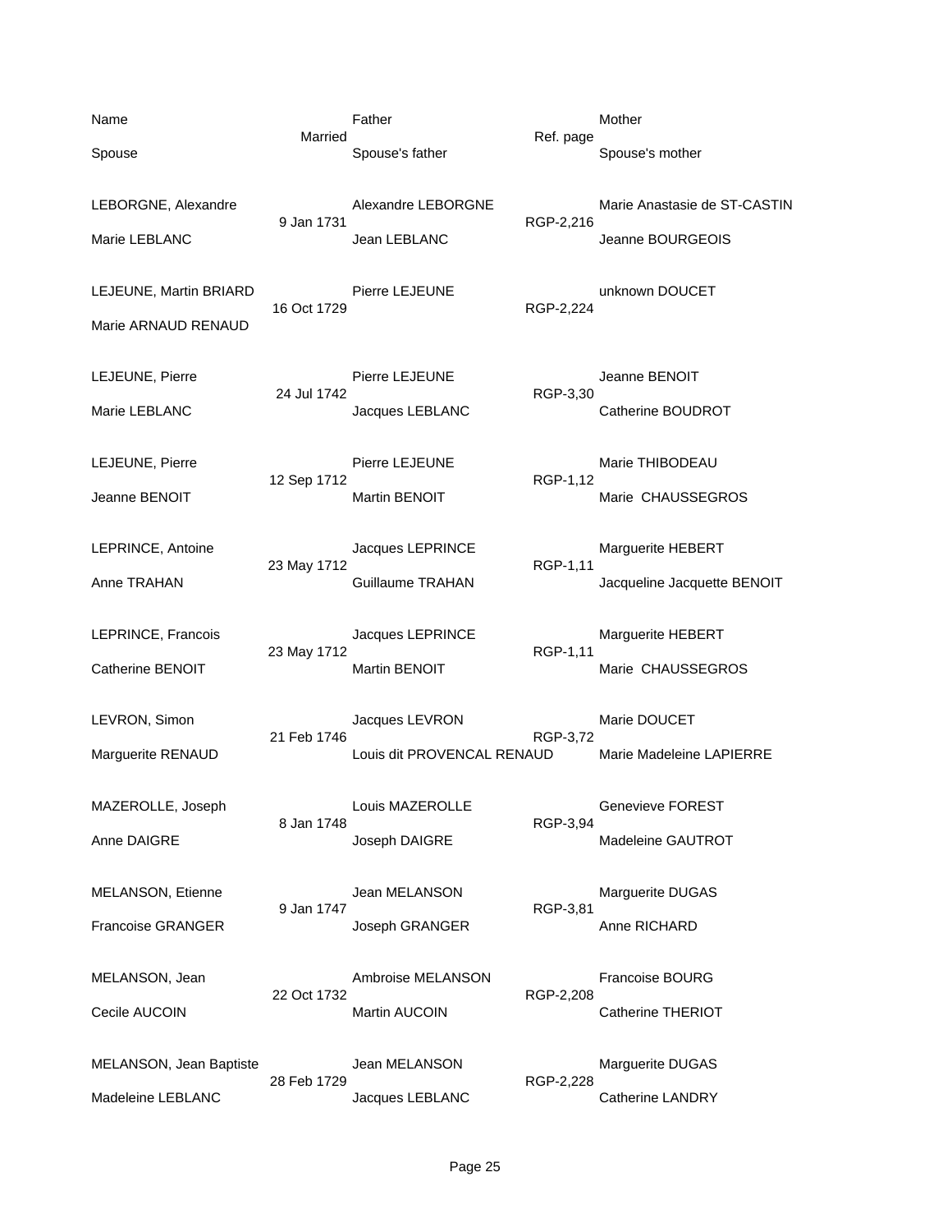| Name | Married | Father | Ref. page | Mother |
|---|---|---|---|---|
| Spouse | | Spouse's father | | Spouse's mother |
| LEBORGNE, Alexandre | 9 Jan 1731 | Alexandre LEBORGNE | RGP-2,216 | Marie Anastasie de ST-CASTIN |
| Marie LEBLANC | | Jean LEBLANC | | Jeanne BOURGEOIS |
| LEJEUNE, Martin BRIARD | 16 Oct 1729 | Pierre LEJEUNE | RGP-2,224 | unknown DOUCET |
| Marie ARNAUD RENAUD | | | | |
| LEJEUNE, Pierre | 24 Jul 1742 | Pierre LEJEUNE | RGP-3,30 | Jeanne BENOIT |
| Marie LEBLANC | | Jacques LEBLANC | | Catherine BOUDROT |
| LEJEUNE, Pierre | 12 Sep 1712 | Pierre LEJEUNE | RGP-1,12 | Marie THIBODEAU |
| Jeanne BENOIT | | Martin BENOIT | | Marie CHAUSSEGROS |
| LEPRINCE, Antoine | 23 May 1712 | Jacques LEPRINCE | RGP-1,11 | Marguerite HEBERT |
| Anne TRAHAN | | Guillaume TRAHAN | | Jacqueline Jacquette BENOIT |
| LEPRINCE, Francois | 23 May 1712 | Jacques LEPRINCE | RGP-1,11 | Marguerite HEBERT |
| Catherine BENOIT | | Martin BENOIT | | Marie CHAUSSEGROS |
| LEVRON, Simon | 21 Feb 1746 | Jacques LEVRON | RGP-3,72 | Marie DOUCET |
| Marguerite RENAUD | | Louis dit PROVENCAL RENAUD | | Marie Madeleine LAPIERRE |
| MAZEROLLE, Joseph | 8 Jan 1748 | Louis MAZEROLLE | RGP-3,94 | Genevieve FOREST |
| Anne DAIGRE | | Joseph DAIGRE | | Madeleine GAUTROT |
| MELANSON, Etienne | 9 Jan 1747 | Jean MELANSON | RGP-3,81 | Marguerite DUGAS |
| Francoise GRANGER | | Joseph GRANGER | | Anne RICHARD |
| MELANSON, Jean | 22 Oct 1732 | Ambroise MELANSON | RGP-2,208 | Francoise BOURG |
| Cecile AUCOIN | | Martin AUCOIN | | Catherine THERIOT |
| MELANSON, Jean Baptiste | 28 Feb 1729 | Jean MELANSON | RGP-2,228 | Marguerite DUGAS |
| Madeleine LEBLANC | | Jacques LEBLANC | | Catherine LANDRY |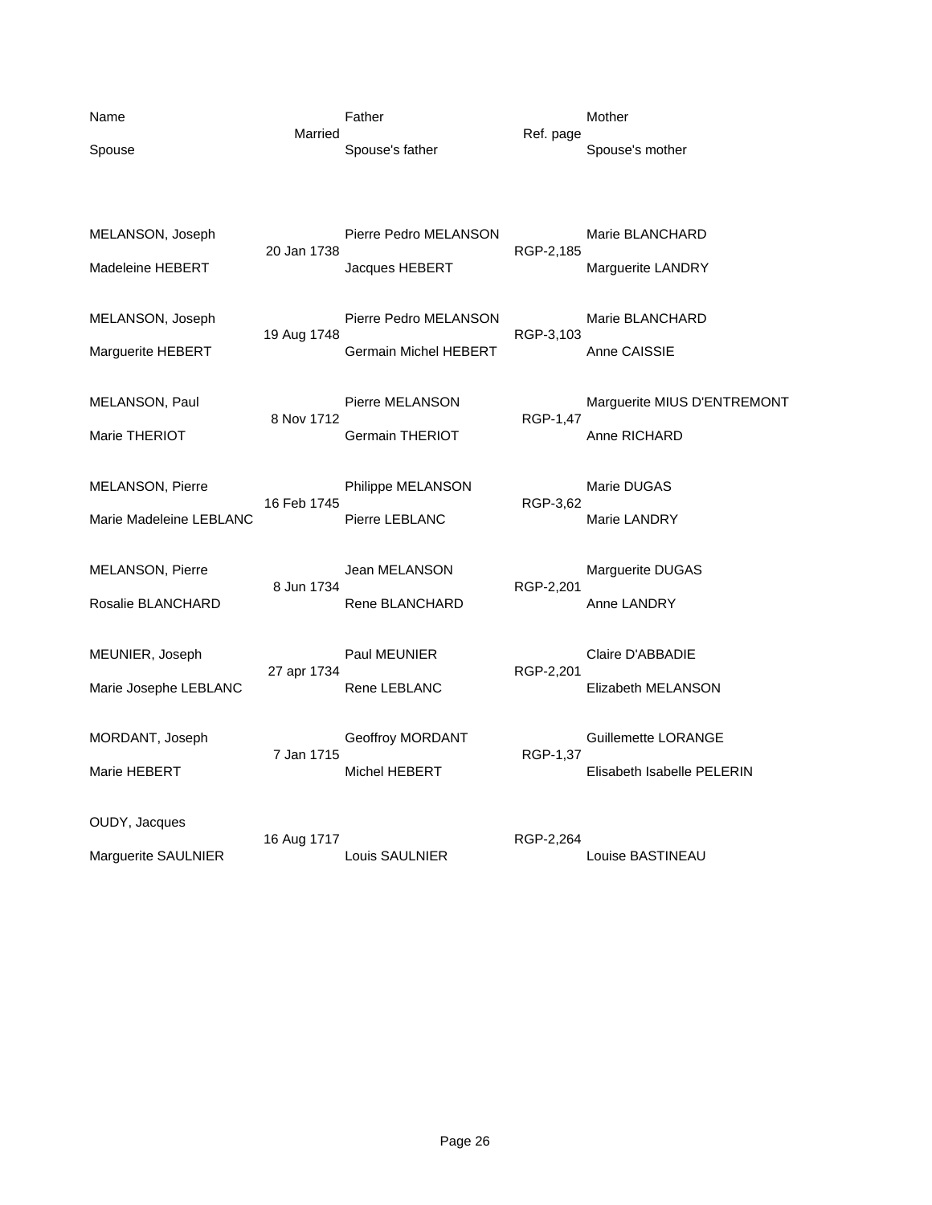| Name | Married | Father | Ref. page | Mother |
|---|---|---|---|---|
| Spouse | | Spouse's father | | Spouse's mother |
| MELANSON, Joseph | 20 Jan 1738 | Pierre Pedro MELANSON | RGP-2,185 | Marie BLANCHARD |
| Madeleine HEBERT | | Jacques HEBERT | | Marguerite LANDRY |
| MELANSON, Joseph | 19 Aug 1748 | Pierre Pedro MELANSON | RGP-3,103 | Marie BLANCHARD |
| Marguerite HEBERT | | Germain Michel HEBERT | | Anne CAISSIE |
| MELANSON, Paul | 8 Nov 1712 | Pierre MELANSON | RGP-1,47 | Marguerite MIUS D'ENTREMONT |
| Marie THERIOT | | Germain THERIOT | | Anne RICHARD |
| MELANSON, Pierre | 16 Feb 1745 | Philippe MELANSON | RGP-3,62 | Marie DUGAS |
| Marie Madeleine LEBLANC | | Pierre LEBLANC | | Marie LANDRY |
| MELANSON, Pierre | 8 Jun 1734 | Jean MELANSON | RGP-2,201 | Marguerite DUGAS |
| Rosalie BLANCHARD | | Rene BLANCHARD | | Anne LANDRY |
| MEUNIER, Joseph | 27 apr 1734 | Paul MEUNIER | RGP-2,201 | Claire D'ABBADIE |
| Marie Josephe LEBLANC | | Rene LEBLANC | | Elizabeth MELANSON |
| MORDANT, Joseph | 7 Jan 1715 | Geoffroy MORDANT | RGP-1,37 | Guillemette LORANGE |
| Marie HEBERT | | Michel HEBERT | | Elisabeth Isabelle PELERIN |
| OUDY, Jacques | 16 Aug 1717 | | RGP-2,264 | |
| Marguerite SAULNIER | | Louis SAULNIER | | Louise BASTINEAU |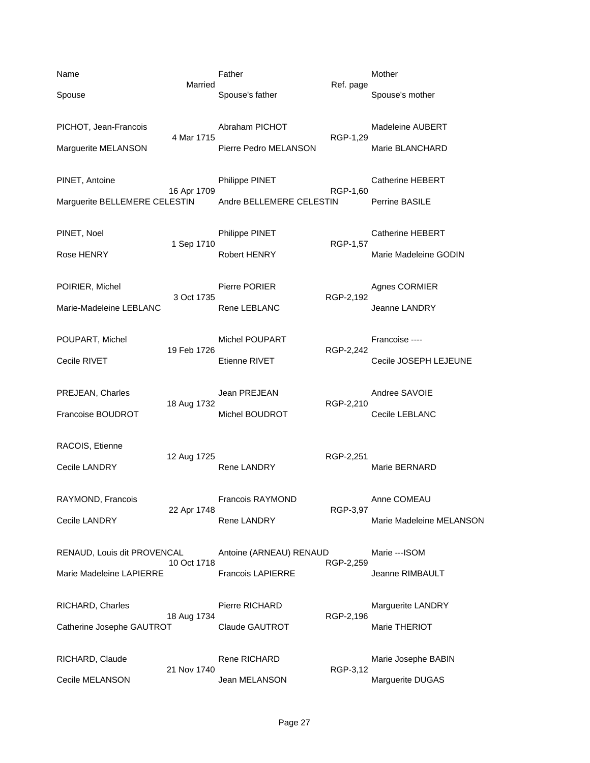| Name | Married | Father | Ref. page | Mother |
|---|---|---|---|---|
| Spouse | | Spouse's father | | Spouse's mother |
| PICHOT, Jean-Francois | 4 Mar 1715 | Abraham PICHOT | RGP-1,29 | Madeleine AUBERT |
| Marguerite MELANSON | | Pierre Pedro MELANSON | | Marie BLANCHARD |
| PINET, Antoine | 16 Apr 1709 | Philippe PINET | RGP-1,60 | Catherine HEBERT |
| Marguerite BELLEMERE CELESTIN | | Andre BELLEMERE CELESTIN | | Perrine BASILE |
| PINET, Noel | 1 Sep 1710 | Philippe PINET | RGP-1,57 | Catherine HEBERT |
| Rose HENRY | | Robert HENRY | | Marie Madeleine GODIN |
| POIRIER, Michel | 3 Oct 1735 | Pierre PORIER | RGP-2,192 | Agnes CORMIER |
| Marie-Madeleine LEBLANC | | Rene LEBLANC | | Jeanne LANDRY |
| POUPART, Michel | 19 Feb 1726 | Michel POUPART | RGP-2,242 | Francoise ---- |
| Cecile RIVET | | Etienne RIVET | | Cecile JOSEPH LEJEUNE |
| PREJEAN, Charles | 18 Aug 1732 | Jean PREJEAN | RGP-2,210 | Andree SAVOIE |
| Francoise BOUDROT | | Michel BOUDROT | | Cecile LEBLANC |
| RACOIS, Etienne | 12 Aug 1725 | | RGP-2,251 | |
| Cecile LANDRY | | Rene LANDRY | | Marie BERNARD |
| RAYMOND, Francois | 22 Apr 1748 | Francois RAYMOND | RGP-3,97 | Anne COMEAU |
| Cecile LANDRY | | Rene LANDRY | | Marie Madeleine MELANSON |
| RENAUD, Louis dit PROVENCAL | 10 Oct 1718 | Antoine (ARNEAU) RENAUD | RGP-2,259 | Marie ---ISOM |
| Marie Madeleine LAPIERRE | | Francois LAPIERRE | | Jeanne RIMBAULT |
| RICHARD, Charles | 18 Aug 1734 | Pierre RICHARD | RGP-2,196 | Marguerite LANDRY |
| Catherine Josephe GAUTROT | | Claude GAUTROT | | Marie THERIOT |
| RICHARD, Claude | 21 Nov 1740 | Rene RICHARD | RGP-3,12 | Marie Josephe BABIN |
| Cecile MELANSON | | Jean MELANSON | | Marguerite DUGAS |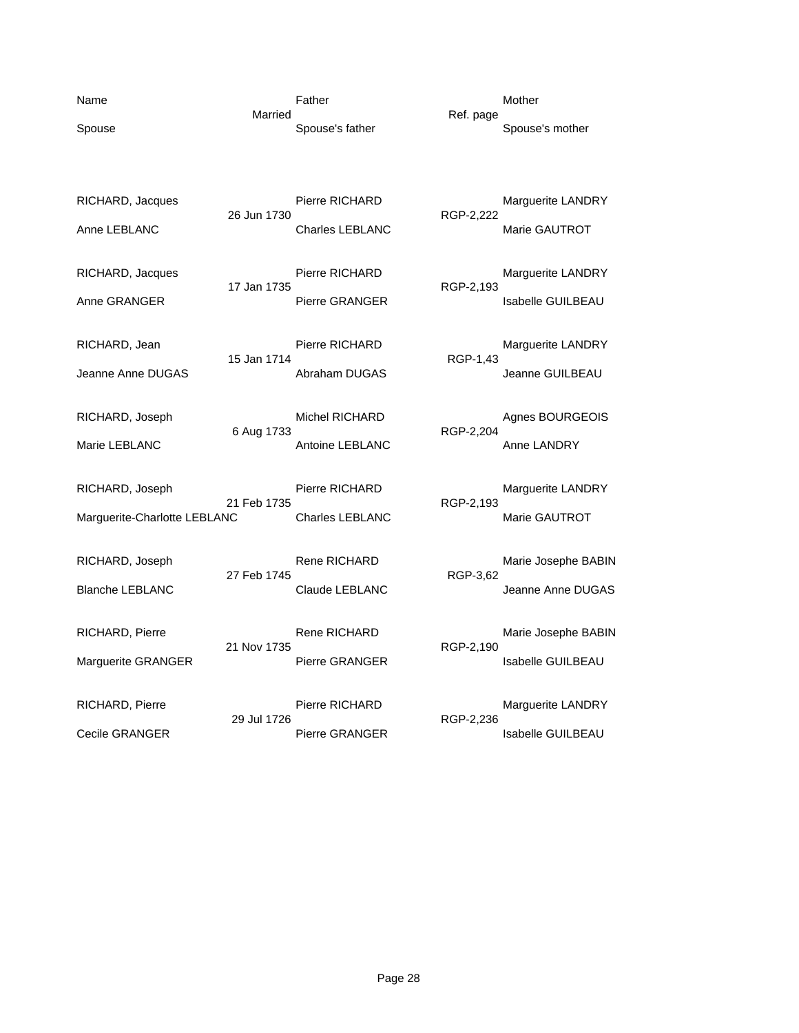| Name | Married | Father | Ref. page | Mother |
|---|---|---|---|---|
| Spouse | | Spouse's father | | Spouse's mother |
| RICHARD, Jacques | 26 Jun 1730 | Pierre RICHARD | RGP-2,222 | Marguerite LANDRY |
| Anne LEBLANC | | Charles LEBLANC | | Marie GAUTROT |
| RICHARD, Jacques | 17 Jan 1735 | Pierre RICHARD | RGP-2,193 | Marguerite LANDRY |
| Anne GRANGER | | Pierre GRANGER | | Isabelle GUILBEAU |
| RICHARD, Jean | 15 Jan 1714 | Pierre RICHARD | RGP-1,43 | Marguerite LANDRY |
| Jeanne Anne DUGAS | | Abraham DUGAS | | Jeanne GUILBEAU |
| RICHARD, Joseph | 6 Aug 1733 | Michel RICHARD | RGP-2,204 | Agnes BOURGEOIS |
| Marie LEBLANC | | Antoine LEBLANC | | Anne LANDRY |
| RICHARD, Joseph | 21 Feb 1735 | Pierre RICHARD | RGP-2,193 | Marguerite LANDRY |
| Marguerite-Charlotte LEBLANC | | Charles LEBLANC | | Marie GAUTROT |
| RICHARD, Joseph | 27 Feb 1745 | Rene RICHARD | RGP-3,62 | Marie Josephe BABIN |
| Blanche LEBLANC | | Claude LEBLANC | | Jeanne Anne DUGAS |
| RICHARD, Pierre | 21 Nov 1735 | Rene RICHARD | RGP-2,190 | Marie Josephe BABIN |
| Marguerite GRANGER | | Pierre GRANGER | | Isabelle GUILBEAU |
| RICHARD, Pierre | 29 Jul 1726 | Pierre RICHARD | RGP-2,236 | Marguerite LANDRY |
| Cecile GRANGER | | Pierre GRANGER | | Isabelle GUILBEAU |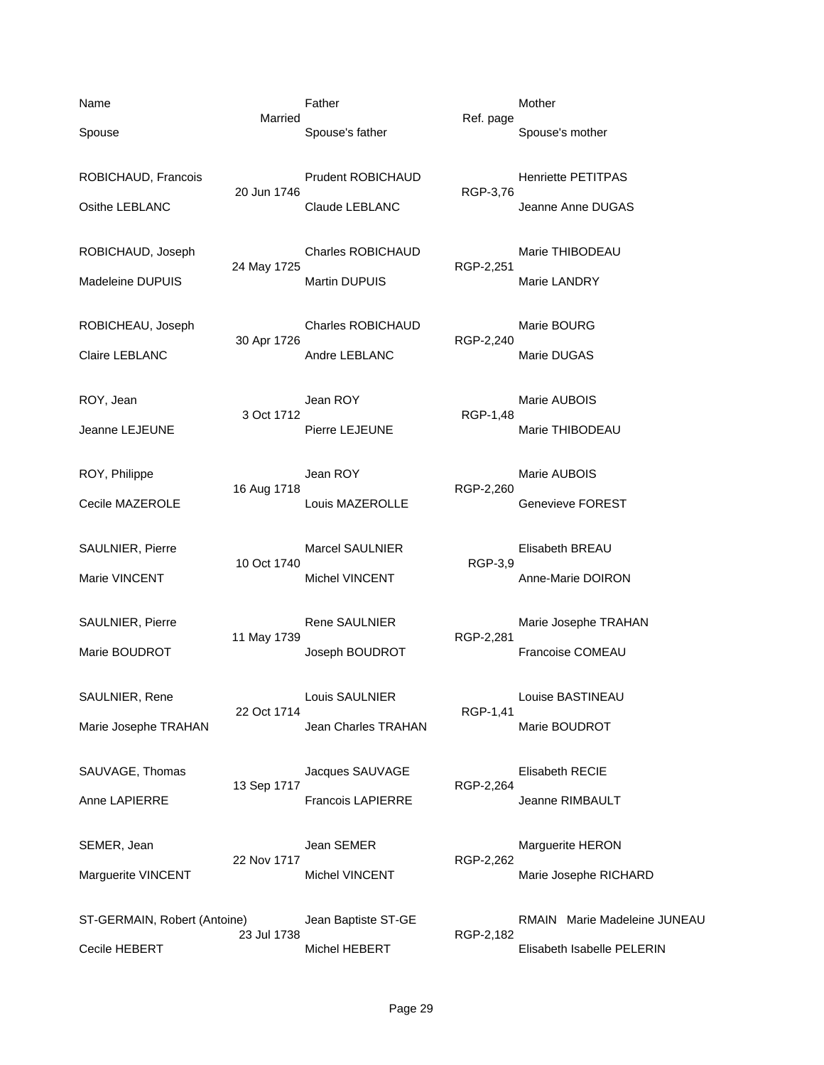| Name<br>Spouse | Married | Father<br>Spouse's father | Ref. page | Mother<br>Spouse's mother |
|---|---|---|---|---|
| ROBICHAUD, Francois<br>Osithe LEBLANC | 20 Jun 1746 | Prudent ROBICHAUD<br>Claude LEBLANC | RGP-3,76 | Henriette PETITPAS<br>Jeanne Anne DUGAS |
| ROBICHAUD, Joseph<br>Madeleine DUPUIS | 24 May 1725 | Charles ROBICHAUD<br>Martin DUPUIS | RGP-2,251 | Marie THIBODEAU<br>Marie LANDRY |
| ROBICHEAU, Joseph<br>Claire LEBLANC | 30 Apr 1726 | Charles ROBICHAUD<br>Andre LEBLANC | RGP-2,240 | Marie BOURG<br>Marie DUGAS |
| ROY, Jean<br>Jeanne LEJEUNE | 3 Oct 1712 | Jean ROY<br>Pierre LEJEUNE | RGP-1,48 | Marie AUBOIS<br>Marie THIBODEAU |
| ROY, Philippe<br>Cecile MAZEROLE | 16 Aug 1718 | Jean ROY<br>Louis MAZEROLLE | RGP-2,260 | Marie AUBOIS<br>Genevieve FOREST |
| SAULNIER, Pierre<br>Marie VINCENT | 10 Oct 1740 | Marcel SAULNIER<br>Michel VINCENT | RGP-3,9 | Elisabeth BREAU<br>Anne-Marie DOIRON |
| SAULNIER, Pierre<br>Marie BOUDROT | 11 May 1739 | Rene SAULNIER<br>Joseph BOUDROT | RGP-2,281 | Marie Josephe TRAHAN<br>Francoise COMEAU |
| SAULNIER, Rene<br>Marie Josephe TRAHAN | 22 Oct 1714 | Louis SAULNIER<br>Jean Charles TRAHAN | RGP-1,41 | Louise BASTINEAU<br>Marie BOUDROT |
| SAUVAGE, Thomas<br>Anne LAPIERRE | 13 Sep 1717 | Jacques SAUVAGE<br>Francois LAPIERRE | RGP-2,264 | Elisabeth RECIE<br>Jeanne RIMBAULT |
| SEMER, Jean<br>Marguerite VINCENT | 22 Nov 1717 | Jean SEMER<br>Michel VINCENT | RGP-2,262 | Marguerite HERON<br>Marie Josephe RICHARD |
| ST-GERMAIN, Robert (Antoine)<br>Cecile HEBERT | 23 Jul 1738 | Jean Baptiste ST-GERMAIN<br>Michel HEBERT | RGP-2,182 | Marie Madeleine JUNEAU<br>Elisabeth Isabelle PELERIN |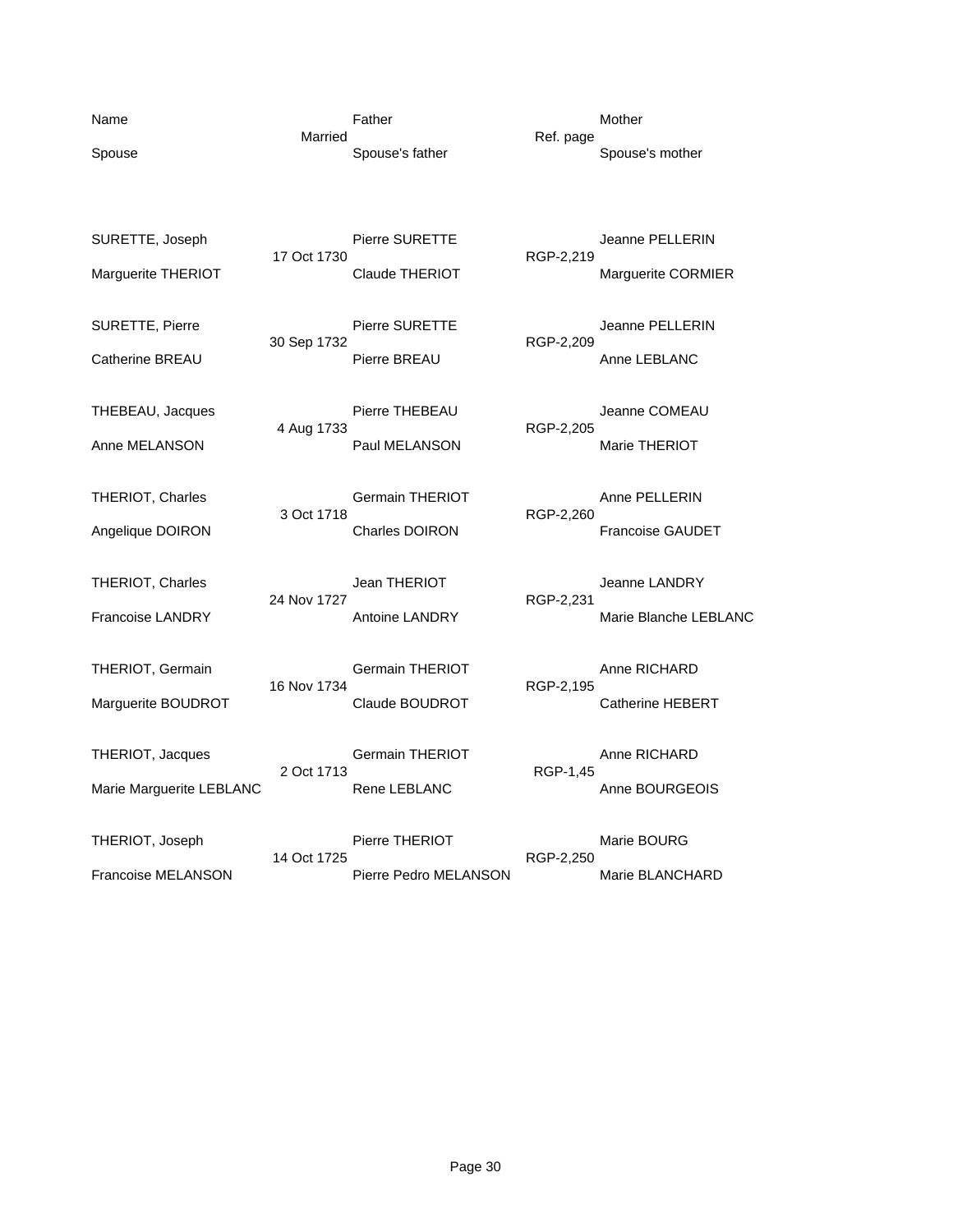| Name | Married | Father | Ref. page | Mother |
|---|---|---|---|---|
| Spouse | | Spouse's father | | Spouse's mother |
| SURETTE, Joseph | 17 Oct 1730 | Pierre SURETTE | RGP-2,219 | Jeanne PELLERIN |
| Marguerite THERIOT | | Claude THERIOT | | Marguerite CORMIER |
| SURETTE, Pierre | 30 Sep 1732 | Pierre SURETTE | RGP-2,209 | Jeanne PELLERIN |
| Catherine BREAU | | Pierre BREAU | | Anne LEBLANC |
| THEBEAU, Jacques | 4 Aug 1733 | Pierre THEBEAU | RGP-2,205 | Jeanne COMEAU |
| Anne MELANSON | | Paul MELANSON | | Marie THERIOT |
| THERIOT, Charles | 3 Oct 1718 | Germain THERIOT | RGP-2,260 | Anne PELLERIN |
| Angelique DOIRON | | Charles DOIRON | | Francoise GAUDET |
| THERIOT, Charles | 24 Nov 1727 | Jean THERIOT | RGP-2,231 | Jeanne LANDRY |
| Francoise LANDRY | | Antoine LANDRY | | Marie Blanche LEBLANC |
| THERIOT, Germain | 16 Nov 1734 | Germain THERIOT | RGP-2,195 | Anne RICHARD |
| Marguerite BOUDROT | | Claude BOUDROT | | Catherine HEBERT |
| THERIOT, Jacques | 2 Oct 1713 | Germain THERIOT | RGP-1,45 | Anne RICHARD |
| Marie Marguerite LEBLANC | | Rene LEBLANC | | Anne BOURGEOIS |
| THERIOT, Joseph | 14 Oct 1725 | Pierre THERIOT | RGP-2,250 | Marie BOURG |
| Francoise MELANSON | | Pierre Pedro MELANSON | | Marie BLANCHARD |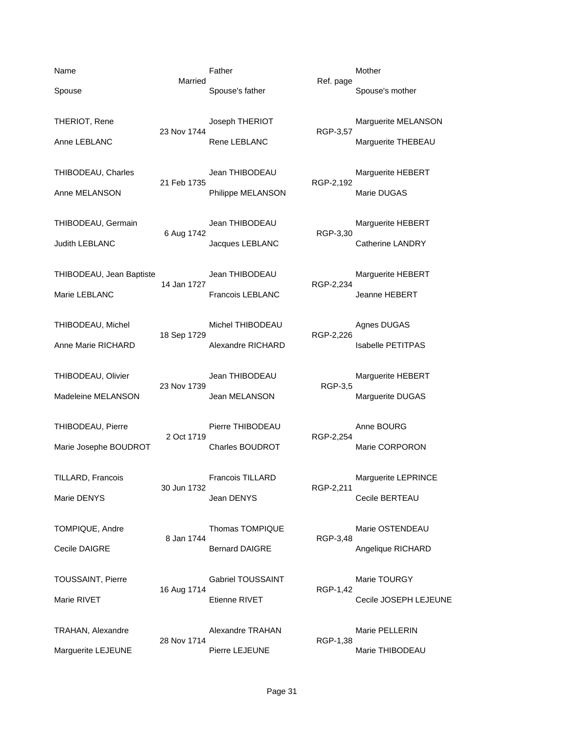| Name | Married | Father | Ref. page | Mother |
|---|---|---|---|---|
| Spouse | | Spouse's father | | Spouse's mother |
| THERIOT, Rene | 23 Nov 1744 | Joseph THERIOT | RGP-3,57 | Marguerite MELANSON |
| Anne LEBLANC | | Rene LEBLANC | | Marguerite THEBEAU |
| THIBODEAU, Charles | 21 Feb 1735 | Jean THIBODEAU | RGP-2,192 | Marguerite HEBERT |
| Anne MELANSON | | Philippe MELANSON | | Marie DUGAS |
| THIBODEAU, Germain | 6 Aug 1742 | Jean THIBODEAU | RGP-3,30 | Marguerite HEBERT |
| Judith LEBLANC | | Jacques LEBLANC | | Catherine LANDRY |
| THIBODEAU, Jean Baptiste | 14 Jan 1727 | Jean THIBODEAU | RGP-2,234 | Marguerite HEBERT |
| Marie LEBLANC | | Francois LEBLANC | | Jeanne HEBERT |
| THIBODEAU, Michel | 18 Sep 1729 | Michel THIBODEAU | RGP-2,226 | Agnes DUGAS |
| Anne Marie RICHARD | | Alexandre RICHARD | | Isabelle PETITPAS |
| THIBODEAU, Olivier | 23 Nov 1739 | Jean THIBODEAU | RGP-3,5 | Marguerite HEBERT |
| Madeleine MELANSON | | Jean MELANSON | | Marguerite DUGAS |
| THIBODEAU, Pierre | 2 Oct 1719 | Pierre THIBODEAU | RGP-2,254 | Anne BOURG |
| Marie Josephe BOUDROT | | Charles BOUDROT | | Marie CORPORON |
| TILLARD, Francois | 30 Jun 1732 | Francois TILLARD | RGP-2,211 | Marguerite LEPRINCE |
| Marie DENYS | | Jean DENYS | | Cecile BERTEAU |
| TOMPIQUE, Andre | 8 Jan 1744 | Thomas TOMPIQUE | RGP-3,48 | Marie OSTENDEAU |
| Cecile DAIGRE | | Bernard DAIGRE | | Angelique RICHARD |
| TOUSSAINT, Pierre | 16 Aug 1714 | Gabriel TOUSSAINT | RGP-1,42 | Marie TOURGY |
| Marie RIVET | | Etienne RIVET | | Cecile JOSEPH LEJEUNE |
| TRAHAN, Alexandre | 28 Nov 1714 | Alexandre TRAHAN | RGP-1,38 | Marie PELLERIN |
| Marguerite LEJEUNE | | Pierre LEJEUNE | | Marie THIBODEAU |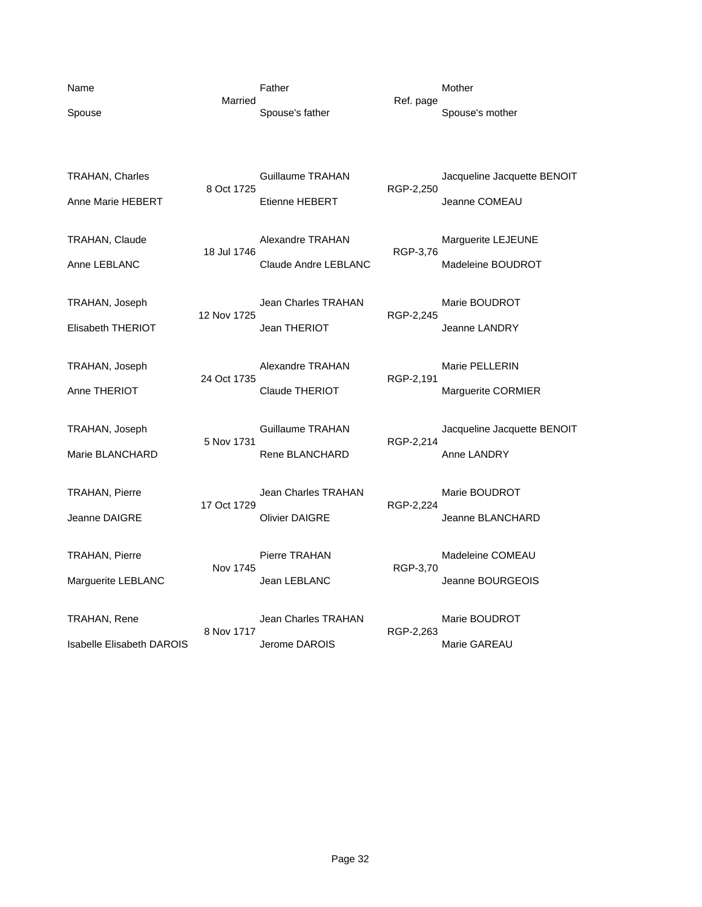| Name | Married | Father | Ref. page | Mother |
|---|---|---|---|---|
| Spouse | | Spouse's father | | Spouse's mother |
| TRAHAN, Charles | 8 Oct 1725 | Guillaume TRAHAN | RGP-2,250 | Jacqueline Jacquette BENOIT |
| Anne Marie HEBERT | | Etienne HEBERT | | Jeanne COMEAU |
| TRAHAN, Claude | 18 Jul 1746 | Alexandre TRAHAN | RGP-3,76 | Marguerite LEJEUNE |
| Anne LEBLANC | | Claude Andre LEBLANC | | Madeleine BOUDROT |
| TRAHAN, Joseph | 12 Nov 1725 | Jean Charles TRAHAN | RGP-2,245 | Marie BOUDROT |
| Elisabeth THERIOT | | Jean THERIOT | | Jeanne LANDRY |
| TRAHAN, Joseph | 24 Oct 1735 | Alexandre TRAHAN | RGP-2,191 | Marie PELLERIN |
| Anne THERIOT | | Claude THERIOT | | Marguerite CORMIER |
| TRAHAN, Joseph | 5 Nov 1731 | Guillaume TRAHAN | RGP-2,214 | Jacqueline Jacquette BENOIT |
| Marie BLANCHARD | | Rene BLANCHARD | | Anne LANDRY |
| TRAHAN, Pierre | 17 Oct 1729 | Jean Charles TRAHAN | RGP-2,224 | Marie BOUDROT |
| Jeanne DAIGRE | | Olivier DAIGRE | | Jeanne BLANCHARD |
| TRAHAN, Pierre | Nov 1745 | Pierre TRAHAN | RGP-3,70 | Madeleine COMEAU |
| Marguerite LEBLANC | | Jean LEBLANC | | Jeanne BOURGEOIS |
| TRAHAN, Rene | 8 Nov 1717 | Jean Charles TRAHAN | RGP-2,263 | Marie BOUDROT |
| Isabelle Elisabeth DAROIS | | Jerome DAROIS | | Marie GAREAU |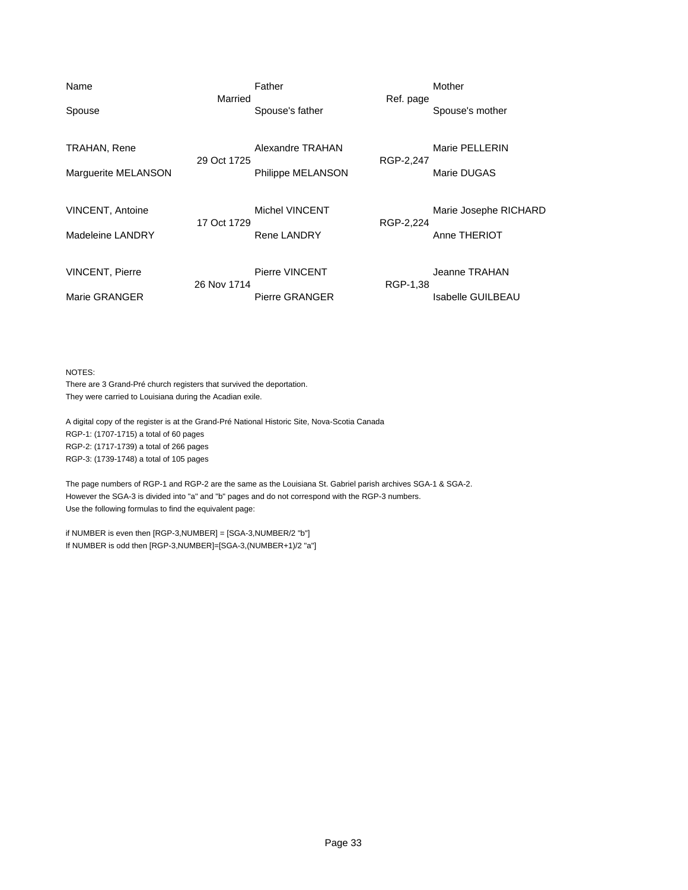| Name | Married | Father | Ref. page | Mother |
|---|---|---|---|---|
| Spouse | | Spouse's father | | Spouse's mother |
| TRAHAN, Rene | 29 Oct 1725 | Alexandre TRAHAN | RGP-2,247 | Marie PELLERIN |
| Marguerite MELANSON | | Philippe MELANSON | | Marie DUGAS |
| VINCENT, Antoine | 17 Oct 1729 | Michel VINCENT | RGP-2,224 | Marie Josephe RICHARD |
| Madeleine LANDRY | | Rene LANDRY | | Anne THERIOT |
| VINCENT, Pierre | 26 Nov 1714 | Pierre VINCENT | RGP-1,38 | Jeanne TRAHAN |
| Marie GRANGER | | Pierre GRANGER | | Isabelle GUILBEAU |

NOTES:

There are 3 Grand-Pré church registers that survived the deportation.
They were carried to Louisiana during the Acadian exile.

A digital copy of the register is at the Grand-Pré National Historic Site, Nova-Scotia Canada
RGP-1: (1707-1715) a total of 60 pages
RGP-2: (1717-1739) a total of 266 pages
RGP-3: (1739-1748) a total of 105 pages

The page numbers of RGP-1 and RGP-2 are the same as the Louisiana St. Gabriel parish archives SGA-1 & SGA-2.
However the SGA-3 is divided into "a" and "b" pages and do not correspond with the RGP-3 numbers.
Use the following formulas to find the equivalent page:

if NUMBER is even then [RGP-3,NUMBER] = [SGA-3,NUMBER/2 "b"]
If NUMBER is odd then [RGP-3,NUMBER]=[SGA-3,(NUMBER+1)/2 "a"]